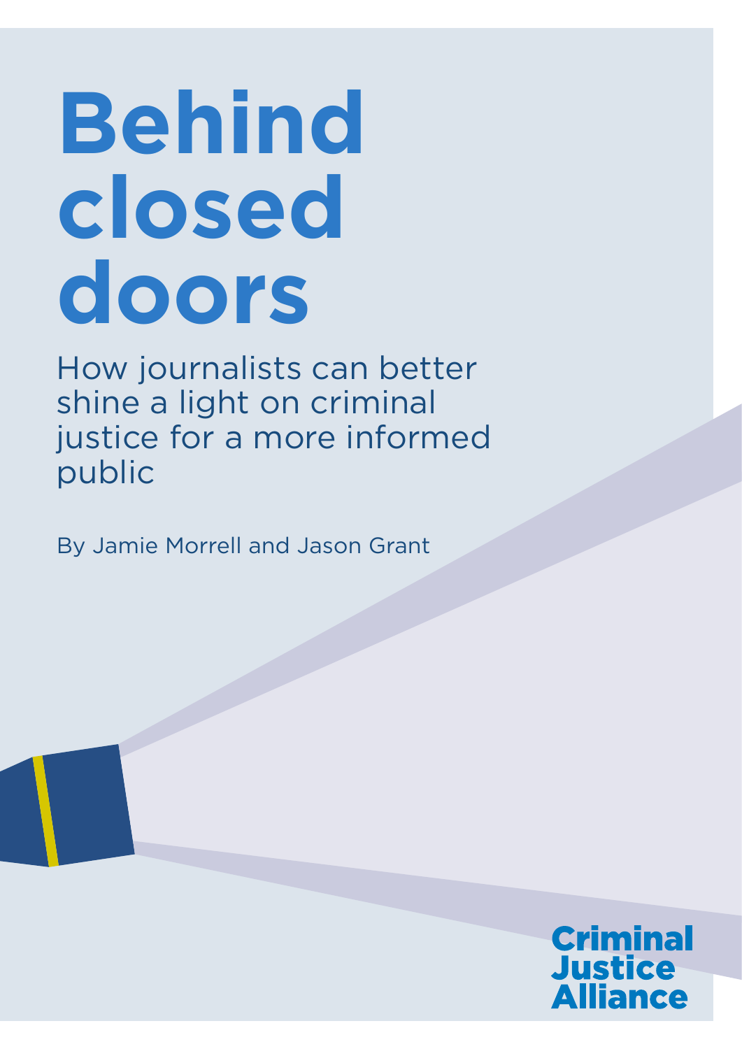# Behind closed doors

## How journalists can better shine a light on criminal justice for a more informed public

By Jamie Morrell and Jason Grant

Criminal Justice Alliance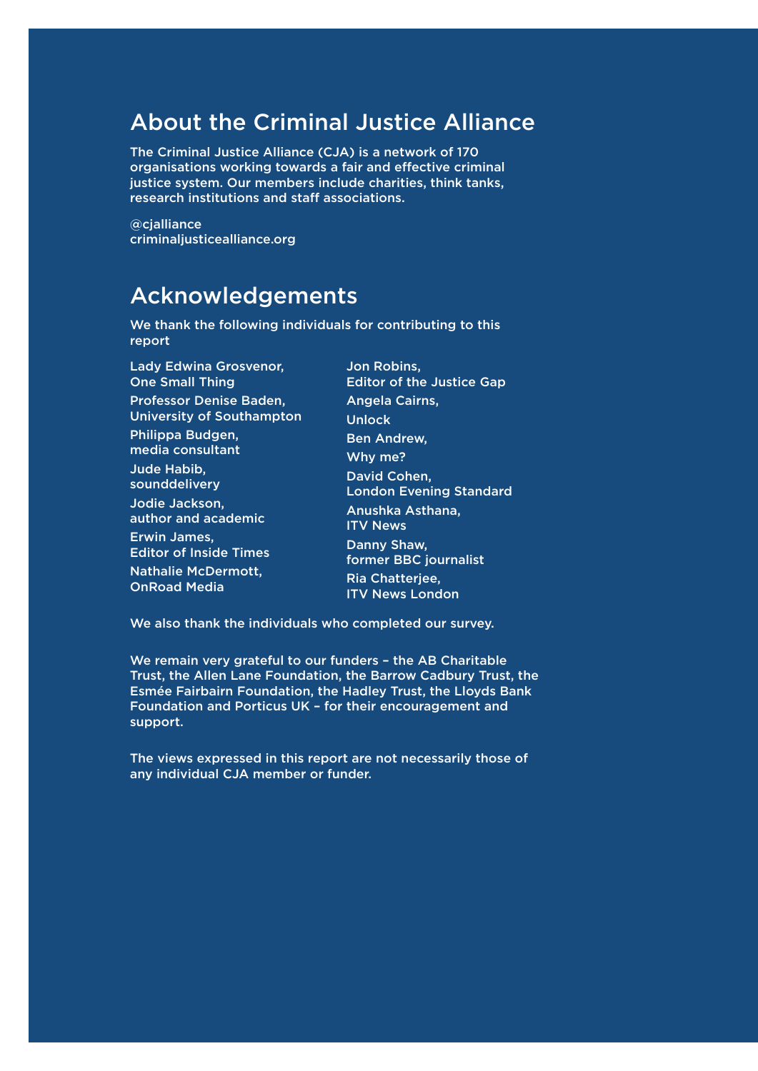## About the Criminal Justice Alliance

The Criminal Justice Alliance (CJA) is a network of 170 organisations working towards a fair and effective criminal justice system. Our members include charities, think tanks, research institutions and staff associations.

@cjalliance
criminaljusticealliance.org

## Acknowledgements

We thank the following individuals for contributing to this report

Lady Edwina Grosvenor, One Small Thing
Professor Denise Baden, University of Southampton
Philippa Budgen, media consultant
Jude Habib, sounddelivery
Jodie Jackson, author and academic
Erwin James, Editor of Inside Times
Nathalie McDermott, OnRoad Media
Jon Robins, Editor of the Justice Gap
Angela Cairns, Unlock
Ben Andrew, Why me?
David Cohen, London Evening Standard
Anushka Asthana, ITV News
Danny Shaw, former BBC journalist
Ria Chatterjee, ITV News London

We also thank the individuals who completed our survey.

We remain very grateful to our funders – the AB Charitable Trust, the Allen Lane Foundation, the Barrow Cadbury Trust, the Esmée Fairbairn Foundation, the Hadley Trust, the Lloyds Bank Foundation and Porticus UK – for their encouragement and support.

The views expressed in this report are not necessarily those of any individual CJA member or funder.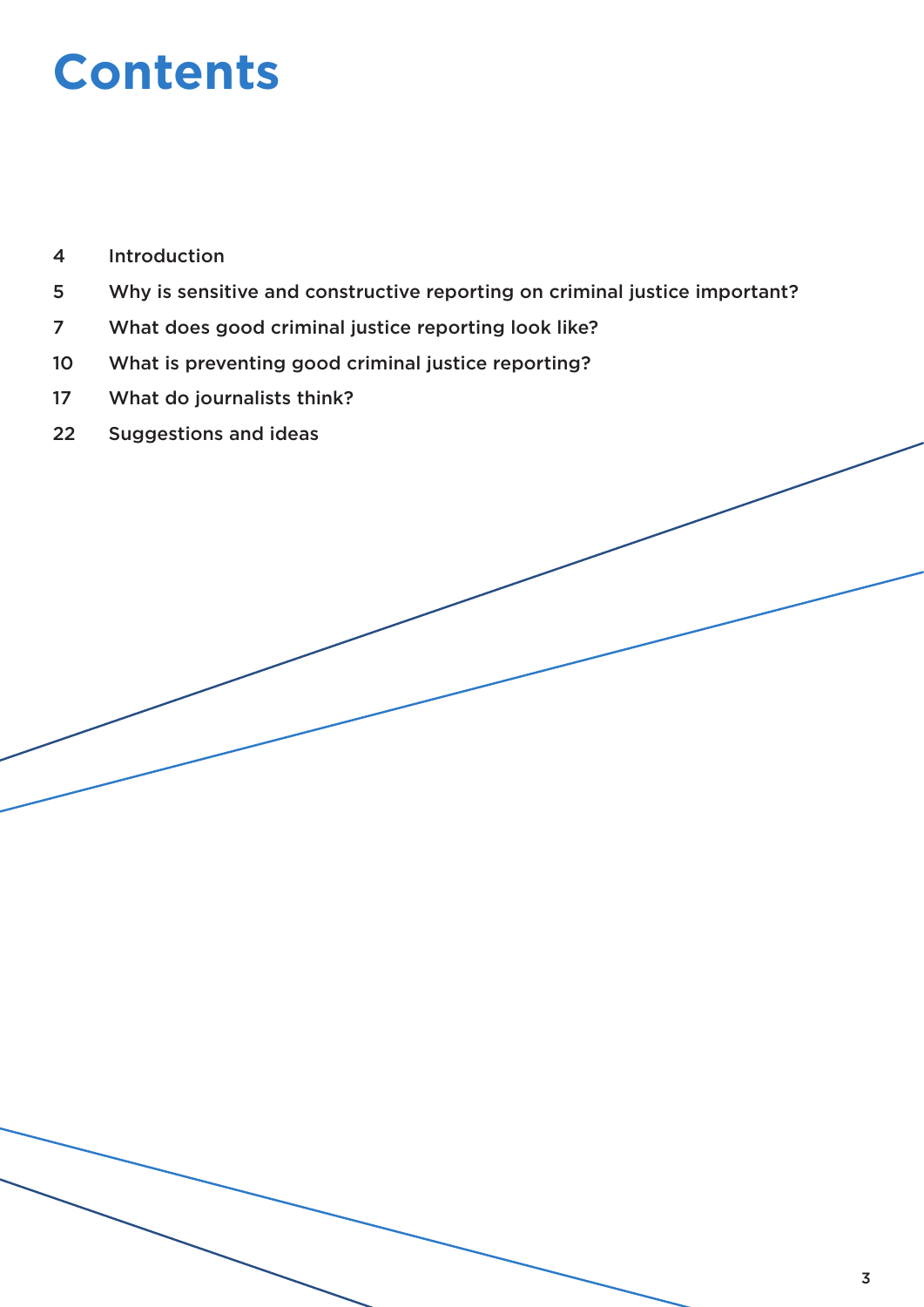# Contents

| | |
|---|---|
| 4 | Introduction |
| 5 | Why is sensitive and constructive reporting on criminal justice important? |
| 7 | What does good criminal justice reporting look like? |
| 10 | What is preventing good criminal justice reporting? |
| 17 | What do journalists think? |
| 22 | Suggestions and ideas |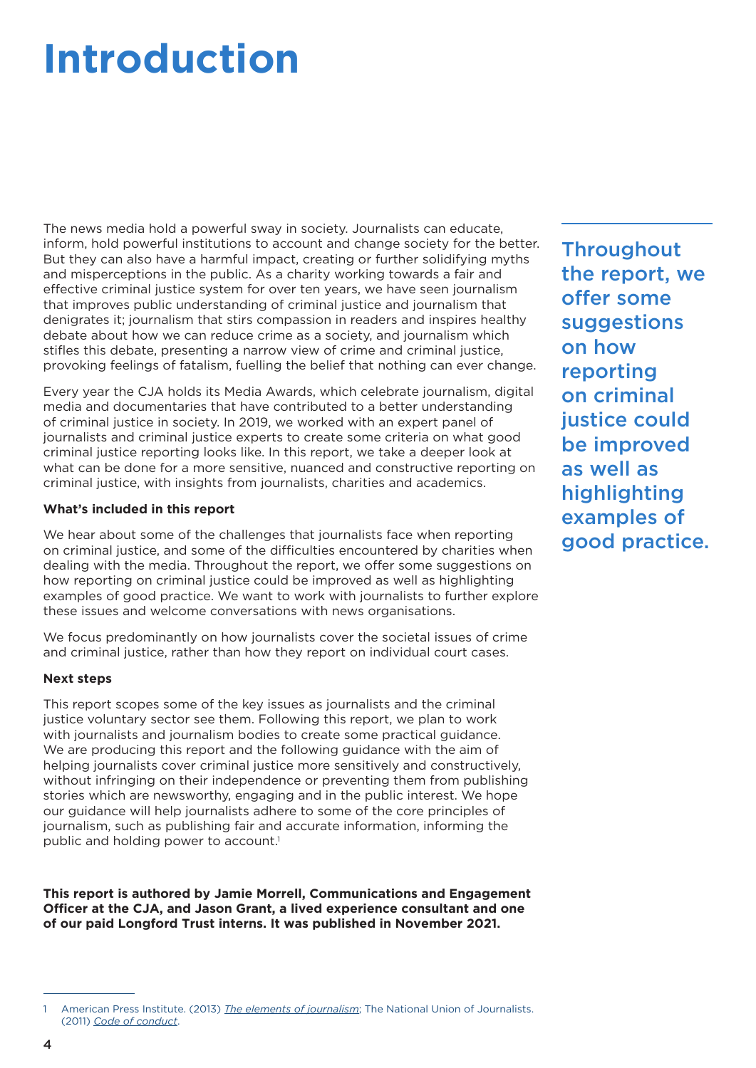# Introduction

The news media hold a powerful sway in society. Journalists can educate, inform, hold powerful institutions to account and change society for the better. But they can also have a harmful impact, creating or further solidifying myths and misperceptions in the public. As a charity working towards a fair and effective criminal justice system for over ten years, we have seen journalism that improves public understanding of criminal justice and journalism that denigrates it; journalism that stirs compassion in readers and inspires healthy debate about how we can reduce crime as a society, and journalism which stifles this debate, presenting a narrow view of crime and criminal justice, provoking feelings of fatalism, fuelling the belief that nothing can ever change.

Every year the CJA holds its Media Awards, which celebrate journalism, digital media and documentaries that have contributed to a better understanding of criminal justice in society. In 2019, we worked with an expert panel of journalists and criminal justice experts to create some criteria on what good criminal justice reporting looks like. In this report, we take a deeper look at what can be done for a more sensitive, nuanced and constructive reporting on criminal justice, with insights from journalists, charities and academics.

**What's included in this report**

We hear about some of the challenges that journalists face when reporting on criminal justice, and some of the difficulties encountered by charities when dealing with the media. Throughout the report, we offer some suggestions on how reporting on criminal justice could be improved as well as highlighting examples of good practice. We want to work with journalists to further explore these issues and welcome conversations with news organisations.

We focus predominantly on how journalists cover the societal issues of crime and criminal justice, rather than how they report on individual court cases.

**Next steps**

This report scopes some of the key issues as journalists and the criminal justice voluntary sector see them. Following this report, we plan to work with journalists and journalism bodies to create some practical guidance. We are producing this report and the following guidance with the aim of helping journalists cover criminal justice more sensitively and constructively, without infringing on their independence or preventing them from publishing stories which are newsworthy, engaging and in the public interest. We hope our guidance will help journalists adhere to some of the core principles of journalism, such as publishing fair and accurate information, informing the public and holding power to account.[1]

**This report is authored by Jamie Morrell, Communications and Engagement Officer at the CJA, and Jason Grant, a lived experience consultant and one of our paid Longford Trust interns. It was published in November 2021.**

> Throughout the report, we offer some suggestions on how reporting on criminal justice could be improved as well as highlighting examples of good practice.

---

1 American Press Institute. (2013) *The elements of journalism*; The National Union of Journalists. (2011) *Code of conduct*.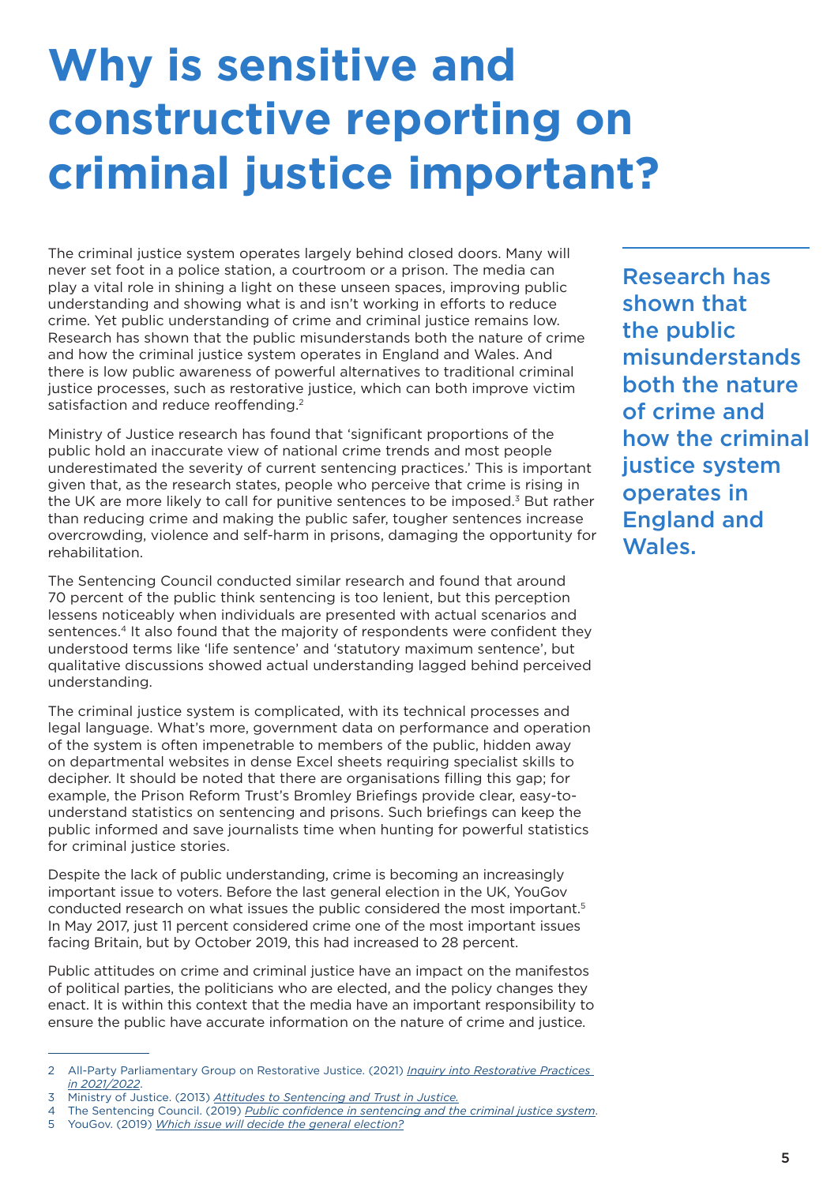# Why is sensitive and constructive reporting on criminal justice important?

The criminal justice system operates largely behind closed doors. Many will never set foot in a police station, a courtroom or a prison. The media can play a vital role in shining a light on these unseen spaces, improving public understanding and showing what is and isn't working in efforts to reduce crime. Yet public understanding of crime and criminal justice remains low. Research has shown that the public misunderstands both the nature of crime and how the criminal justice system operates in England and Wales. And there is low public awareness of powerful alternatives to traditional criminal justice processes, such as restorative justice, which can both improve victim satisfaction and reduce reoffending.[2]

> Research has shown that the public misunderstands both the nature of crime and how the criminal justice system operates in England and Wales.

Ministry of Justice research has found that 'significant proportions of the public hold an inaccurate view of national crime trends and most people underestimated the severity of current sentencing practices.' This is important given that, as the research states, people who perceive that crime is rising in the UK are more likely to call for punitive sentences to be imposed.[3] But rather than reducing crime and making the public safer, tougher sentences increase overcrowding, violence and self-harm in prisons, damaging the opportunity for rehabilitation.

The Sentencing Council conducted similar research and found that around 70 percent of the public think sentencing is too lenient, but this perception lessens noticeably when individuals are presented with actual scenarios and sentences.[4] It also found that the majority of respondents were confident they understood terms like 'life sentence' and 'statutory maximum sentence', but qualitative discussions showed actual understanding lagged behind perceived understanding.

The criminal justice system is complicated, with its technical processes and legal language. What's more, government data on performance and operation of the system is often impenetrable to members of the public, hidden away on departmental websites in dense Excel sheets requiring specialist skills to decipher. It should be noted that there are organisations filling this gap; for example, the Prison Reform Trust's Bromley Briefings provide clear, easy-to-understand statistics on sentencing and prisons. Such briefings can keep the public informed and save journalists time when hunting for powerful statistics for criminal justice stories.

Despite the lack of public understanding, crime is becoming an increasingly important issue to voters. Before the last general election in the UK, YouGov conducted research on what issues the public considered the most important.[5] In May 2017, just 11 percent considered crime one of the most important issues facing Britain, but by October 2019, this had increased to 28 percent.

Public attitudes on crime and criminal justice have an impact on the manifestos of political parties, the politicians who are elected, and the policy changes they enact. It is within this context that the media have an important responsibility to ensure the public have accurate information on the nature of crime and justice.

---

2 All-Party Parliamentary Group on Restorative Justice. (2021) *Inquiry into Restorative Practices in 2021/2022*.
3 Ministry of Justice. (2013) *Attitudes to Sentencing and Trust in Justice.*
4 The Sentencing Council. (2019) *Public confidence in sentencing and the criminal justice system*.
5 YouGov. (2019) *Which issue will decide the general election?*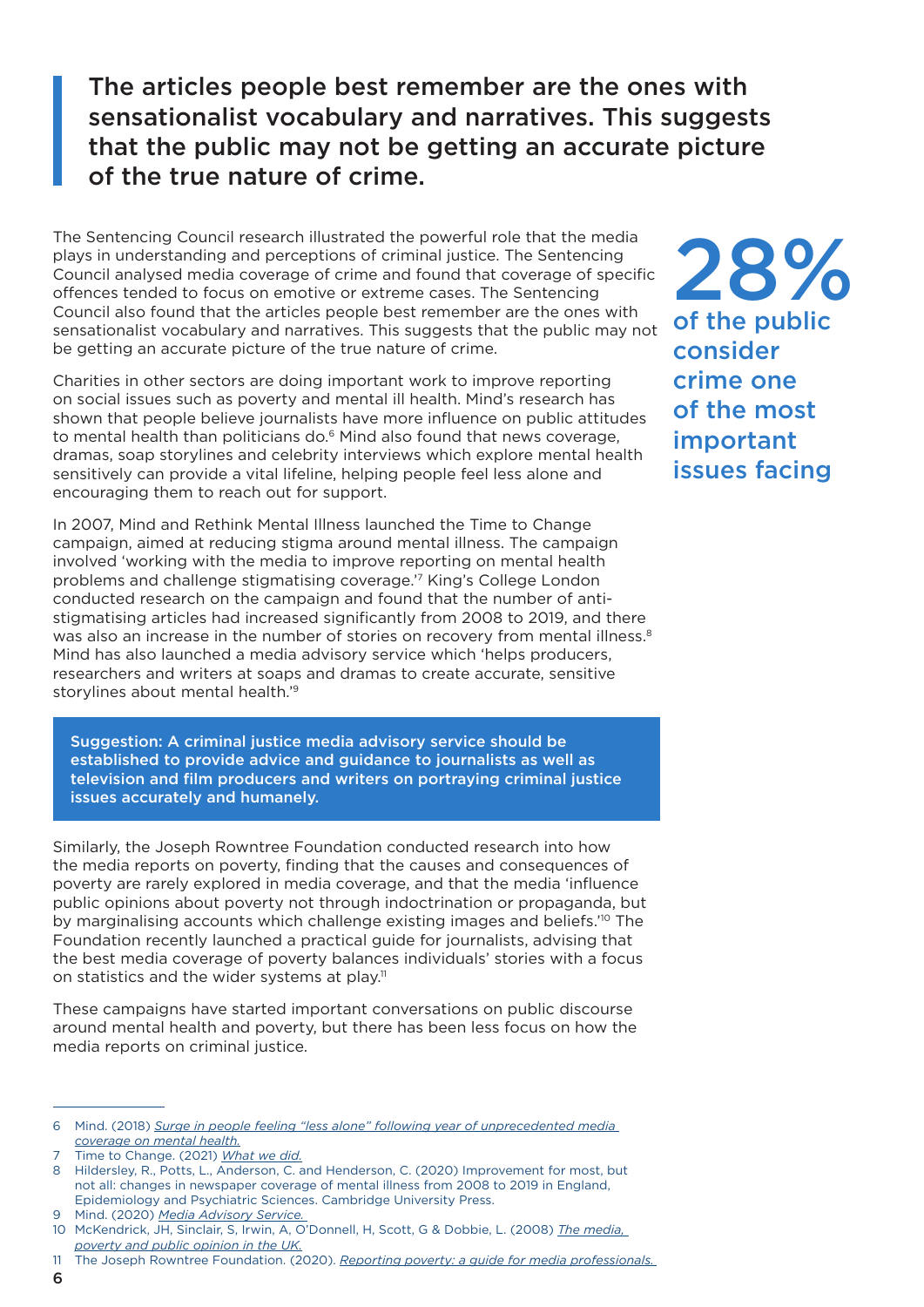> **The articles people best remember are the ones with sensationalist vocabulary and narratives. This suggests that the public may not be getting an accurate picture of the true nature of crime.**

The Sentencing Council research illustrated the powerful role that the media plays in understanding and perceptions of criminal justice. The Sentencing Council analysed media coverage of crime and found that coverage of specific offences tended to focus on emotive or extreme cases. The Sentencing Council also found that the articles people best remember are the ones with sensationalist vocabulary and narratives. This suggests that the public may not be getting an accurate picture of the true nature of crime.

**28%** of the public consider crime one of the most important issues facing

Charities in other sectors are doing important work to improve reporting on social issues such as poverty and mental ill health. Mind's research has shown that people believe journalists have more influence on public attitudes to mental health than politicians do.[6] Mind also found that news coverage, dramas, soap storylines and celebrity interviews which explore mental health sensitively can provide a vital lifeline, helping people feel less alone and encouraging them to reach out for support.

In 2007, Mind and Rethink Mental Illness launched the Time to Change campaign, aimed at reducing stigma around mental illness. The campaign involved 'working with the media to improve reporting on mental health problems and challenge stigmatising coverage.'[7] King's College London conducted research on the campaign and found that the number of anti-stigmatising articles had increased significantly from 2008 to 2019, and there was also an increase in the number of stories on recovery from mental illness.[8] Mind has also launched a media advisory service which 'helps producers, researchers and writers at soaps and dramas to create accurate, sensitive storylines about mental health.'[9]

**Suggestion: A criminal justice media advisory service should be established to provide advice and guidance to journalists as well as television and film producers and writers on portraying criminal justice issues accurately and humanely.**

Similarly, the Joseph Rowntree Foundation conducted research into how the media reports on poverty, finding that the causes and consequences of poverty are rarely explored in media coverage, and that the media 'influence public opinions about poverty not through indoctrination or propaganda, but by marginalising accounts which challenge existing images and beliefs.'[10] The Foundation recently launched a practical guide for journalists, advising that the best media coverage of poverty balances individuals' stories with a focus on statistics and the wider systems at play.[11]

These campaigns have started important conversations on public discourse around mental health and poverty, but there has been less focus on how the media reports on criminal justice.

---

6 Mind. (2018) *Surge in people feeling "less alone" following year of unprecedented media coverage on mental health.*

7 Time to Change. (2021) *What we did.*

8 Hildersley, R., Potts, L., Anderson, C. and Henderson, C. (2020) Improvement for most, but not all: changes in newspaper coverage of mental illness from 2008 to 2019 in England, Epidemiology and Psychiatric Sciences. Cambridge University Press.

9 Mind. (2020) *Media Advisory Service.*

10 McKendrick, JH, Sinclair, S, Irwin, A, O'Donnell, H, Scott, G & Dobbie, L. (2008) *The media, poverty and public opinion in the UK.*

11 The Joseph Rowntree Foundation. (2020). *Reporting poverty: a guide for media professionals.*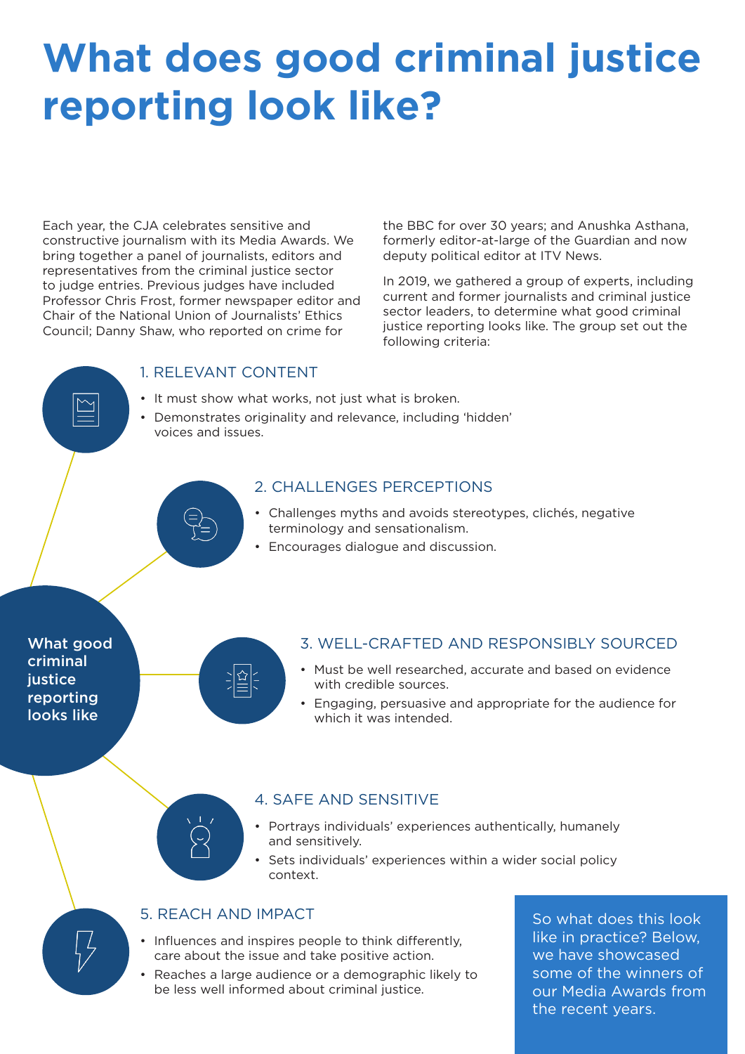# What does good criminal justice reporting look like?

Each year, the CJA celebrates sensitive and constructive journalism with its Media Awards. We bring together a panel of journalists, editors and representatives from the criminal justice sector to judge entries. Previous judges have included Professor Chris Frost, former newspaper editor and Chair of the National Union of Journalists' Ethics Council; Danny Shaw, who reported on crime for the BBC for over 30 years; and Anushka Asthana, formerly editor-at-large of the Guardian and now deputy political editor at ITV News.

In 2019, we gathered a group of experts, including current and former journalists and criminal justice sector leaders, to determine what good criminal justice reporting looks like. The group set out the following criteria:

**What good criminal justice reporting looks like**

### 1. RELEVANT CONTENT

- It must show what works, not just what is broken.
- Demonstrates originality and relevance, including 'hidden' voices and issues.

### 2. CHALLENGES PERCEPTIONS

- Challenges myths and avoids stereotypes, clichés, negative terminology and sensationalism.
- Encourages dialogue and discussion.

### 3. WELL-CRAFTED AND RESPONSIBLY SOURCED

- Must be well researched, accurate and based on evidence with credible sources.
- Engaging, persuasive and appropriate for the audience for which it was intended.

### 4. SAFE AND SENSITIVE

- Portrays individuals' experiences authentically, humanely and sensitively.
- Sets individuals' experiences within a wider social policy context.

### 5. REACH AND IMPACT

- Influences and inspires people to think differently, care about the issue and take positive action.
- Reaches a large audience or a demographic likely to be less well informed about criminal justice.

So what does this look like in practice? Below, we have showcased some of the winners of our Media Awards from the recent years.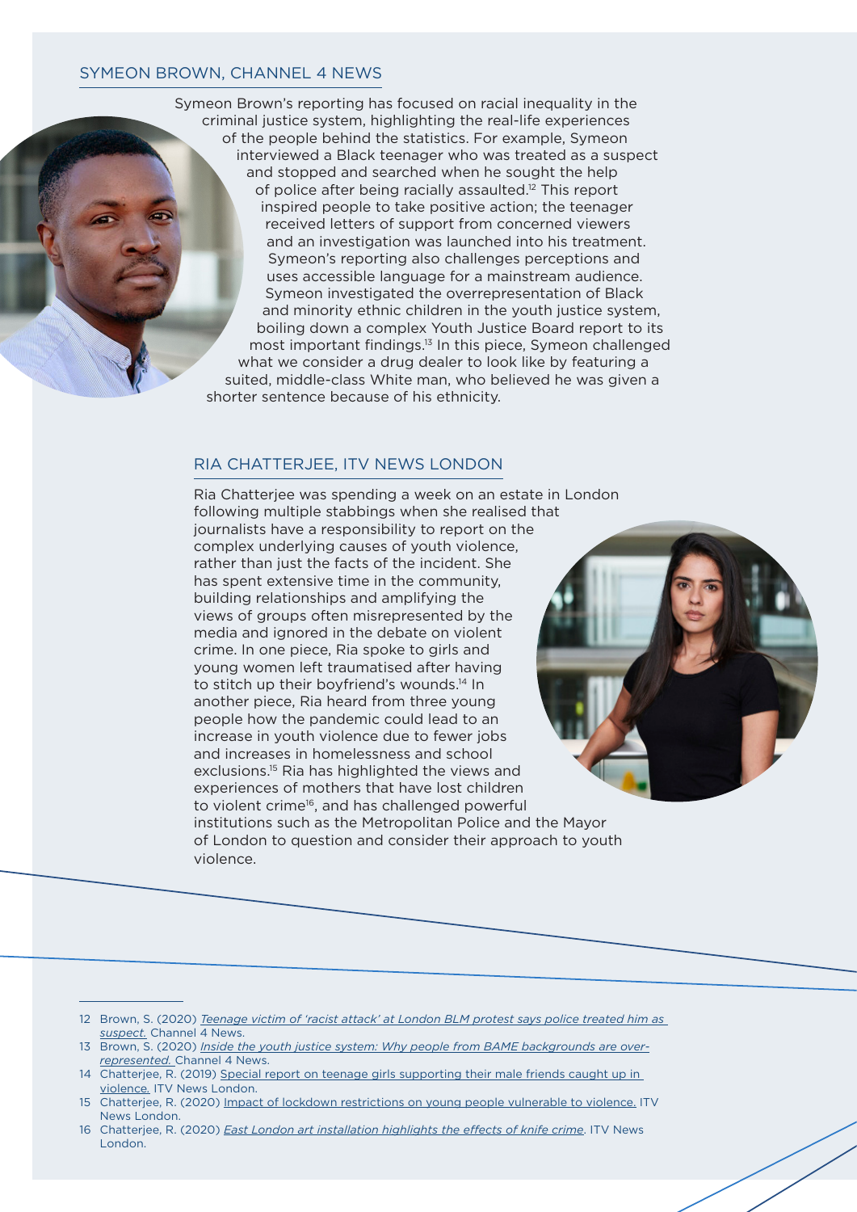## SYMEON BROWN, CHANNEL 4 NEWS

Symeon Brown's reporting has focused on racial inequality in the criminal justice system, highlighting the real-life experiences of the people behind the statistics. For example, Symeon interviewed a Black teenager who was treated as a suspect and stopped and searched when he sought the help of police after being racially assaulted.[12] This report inspired people to take positive action; the teenager received letters of support from concerned viewers and an investigation was launched into his treatment. Symeon's reporting also challenges perceptions and uses accessible language for a mainstream audience. Symeon investigated the overrepresentation of Black and minority ethnic children in the youth justice system, boiling down a complex Youth Justice Board report to its most important findings.[13] In this piece, Symeon challenged what we consider a drug dealer to look like by featuring a suited, middle-class White man, who believed he was given a shorter sentence because of his ethnicity.

## RIA CHATTERJEE, ITV NEWS LONDON

Ria Chatterjee was spending a week on an estate in London following multiple stabbings when she realised that journalists have a responsibility to report on the complex underlying causes of youth violence, rather than just the facts of the incident. She has spent extensive time in the community, building relationships and amplifying the views of groups often misrepresented by the media and ignored in the debate on violent crime. In one piece, Ria spoke to girls and young women left traumatised after having to stitch up their boyfriend's wounds.[14] In another piece, Ria heard from three young people how the pandemic could lead to an increase in youth violence due to fewer jobs and increases in homelessness and school exclusions.[15] Ria has highlighted the views and experiences of mothers that have lost children to violent crime[16], and has challenged powerful institutions such as the Metropolitan Police and the Mayor of London to question and consider their approach to youth violence.

---

12 Brown, S. (2020) *Teenage victim of 'racist attack' at London BLM protest says police treated him as suspect.* Channel 4 News.

13 Brown, S. (2020) *Inside the youth justice system: Why people from BAME backgrounds are over-represented.* Channel 4 News.

14 Chatterjee, R. (2019) Special report on teenage girls supporting their male friends caught up in violence. ITV News London.

15 Chatterjee, R. (2020) Impact of lockdown restrictions on young people vulnerable to violence. ITV News London.

16 Chatterjee, R. (2020) *East London art installation highlights the effects of knife crime*. ITV News London.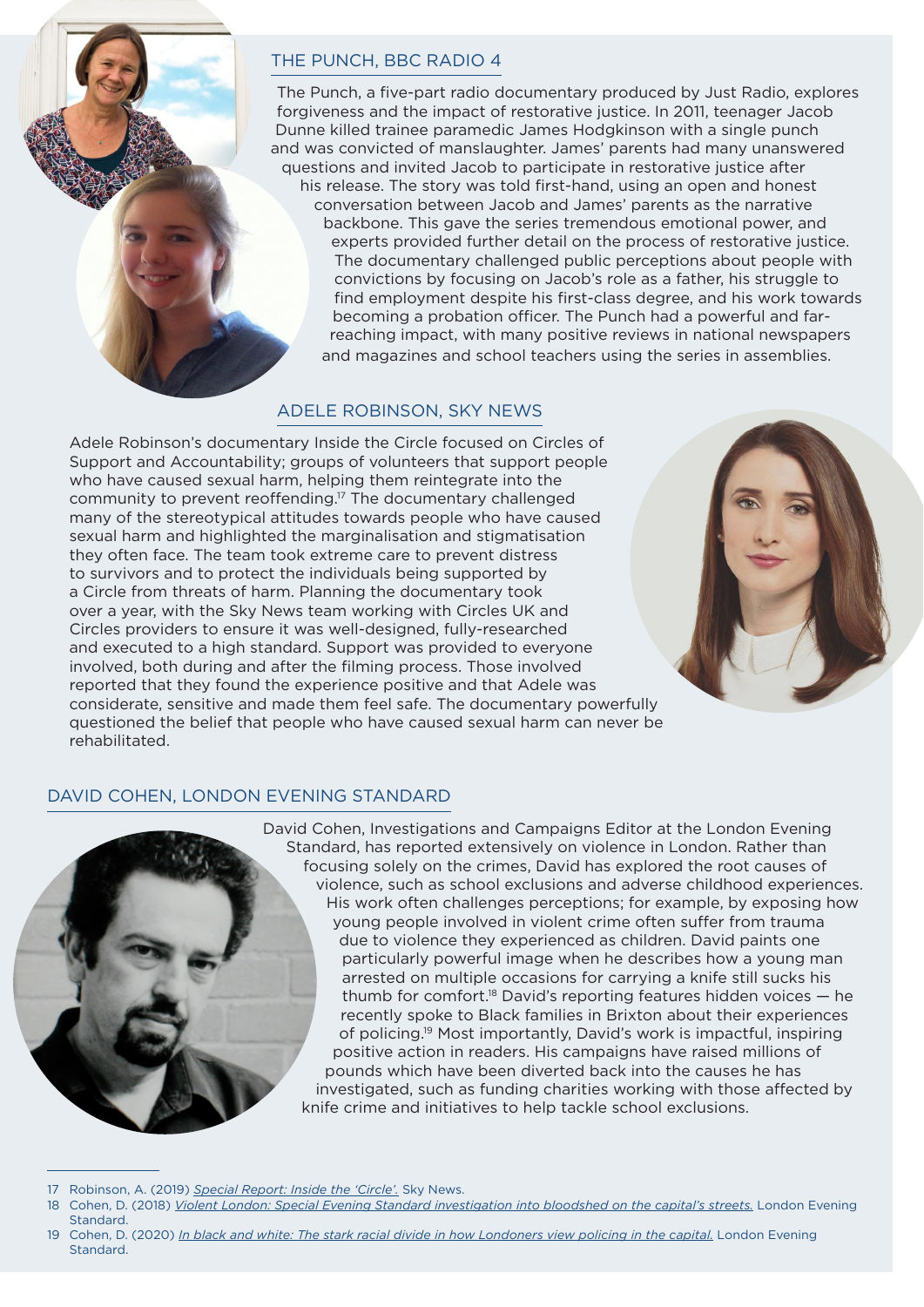## THE PUNCH, BBC RADIO 4

The Punch, a five-part radio documentary produced by Just Radio, explores forgiveness and the impact of restorative justice. In 2011, teenager Jacob Dunne killed trainee paramedic James Hodgkinson with a single punch and was convicted of manslaughter. James' parents had many unanswered questions and invited Jacob to participate in restorative justice after his release. The story was told first-hand, using an open and honest conversation between Jacob and James' parents as the narrative backbone. This gave the series tremendous emotional power, and experts provided further detail on the process of restorative justice. The documentary challenged public perceptions about people with convictions by focusing on Jacob's role as a father, his struggle to find employment despite his first-class degree, and his work towards becoming a probation officer. The Punch had a powerful and far-reaching impact, with many positive reviews in national newspapers and magazines and school teachers using the series in assemblies.

## ADELE ROBINSON, SKY NEWS

Adele Robinson's documentary Inside the Circle focused on Circles of Support and Accountability; groups of volunteers that support people who have caused sexual harm, helping them reintegrate into the community to prevent reoffending.[17] The documentary challenged many of the stereotypical attitudes towards people who have caused sexual harm and highlighted the marginalisation and stigmatisation they often face. The team took extreme care to prevent distress to survivors and to protect the individuals being supported by a Circle from threats of harm. Planning the documentary took over a year, with the Sky News team working with Circles UK and Circles providers to ensure it was well-designed, fully-researched and executed to a high standard. Support was provided to everyone involved, both during and after the filming process. Those involved reported that they found the experience positive and that Adele was considerate, sensitive and made them feel safe. The documentary powerfully questioned the belief that people who have caused sexual harm can never be rehabilitated.

## DAVID COHEN, LONDON EVENING STANDARD

David Cohen, Investigations and Campaigns Editor at the London Evening Standard, has reported extensively on violence in London. Rather than focusing solely on the crimes, David has explored the root causes of violence, such as school exclusions and adverse childhood experiences. His work often challenges perceptions; for example, by exposing how young people involved in violent crime often suffer from trauma due to violence they experienced as children. David paints one particularly powerful image when he describes how a young man arrested on multiple occasions for carrying a knife still sucks his thumb for comfort.[18] David's reporting features hidden voices — he recently spoke to Black families in Brixton about their experiences of policing.[19] Most importantly, David's work is impactful, inspiring positive action in readers. His campaigns have raised millions of pounds which have been diverted back into the causes he has investigated, such as funding charities working with those affected by knife crime and initiatives to help tackle school exclusions.

---

17 Robinson, A. (2019) *Special Report: Inside the 'Circle'.* Sky News.

18 Cohen, D. (2018) *Violent London: Special Evening Standard investigation into bloodshed on the capital's streets.* London Evening Standard.

19 Cohen, D. (2020) *In black and white: The stark racial divide in how Londoners view policing in the capital.* London Evening Standard.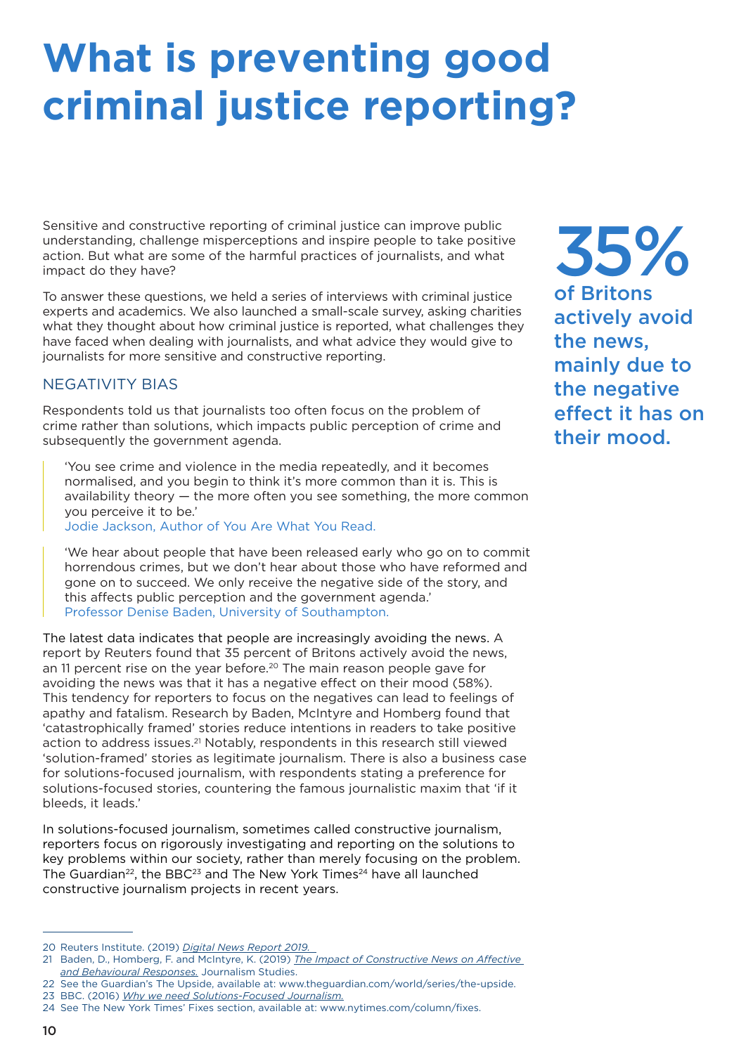# What is preventing good criminal justice reporting?

Sensitive and constructive reporting of criminal justice can improve public understanding, challenge misperceptions and inspire people to take positive action. But what are some of the harmful practices of journalists, and what impact do they have?

To answer these questions, we held a series of interviews with criminal justice experts and academics. We also launched a small-scale survey, asking charities what they thought about how criminal justice is reported, what challenges they have faced when dealing with journalists, and what advice they would give to journalists for more sensitive and constructive reporting.

**35%** of Britons actively avoid the news, mainly due to the negative effect it has on their mood.

## NEGATIVITY BIAS

Respondents told us that journalists too often focus on the problem of crime rather than solutions, which impacts public perception of crime and subsequently the government agenda.

> 'You see crime and violence in the media repeatedly, and it becomes normalised, and you begin to think it's more common than it is. This is availability theory — the more often you see something, the more common you perceive it to be.'
> Jodie Jackson, Author of You Are What You Read.

> 'We hear about people that have been released early who go on to commit horrendous crimes, but we don't hear about those who have reformed and gone on to succeed. We only receive the negative side of the story, and this affects public perception and the government agenda.'
> Professor Denise Baden, University of Southampton.

The latest data indicates that people are increasingly avoiding the news. A report by Reuters found that 35 percent of Britons actively avoid the news, an 11 percent rise on the year before.[20] The main reason people gave for avoiding the news was that it has a negative effect on their mood (58%). This tendency for reporters to focus on the negatives can lead to feelings of apathy and fatalism. Research by Baden, McIntyre and Homberg found that 'catastrophically framed' stories reduce intentions in readers to take positive action to address issues.[21] Notably, respondents in this research still viewed 'solution-framed' stories as legitimate journalism. There is also a business case for solutions-focused journalism, with respondents stating a preference for solutions-focused stories, countering the famous journalistic maxim that 'if it bleeds, it leads.'

In solutions-focused journalism, sometimes called constructive journalism, reporters focus on rigorously investigating and reporting on the solutions to key problems within our society, rather than merely focusing on the problem. The Guardian[22], the BBC[23] and The New York Times[24] have all launched constructive journalism projects in recent years.

---

20 Reuters Institute. (2019) *Digital News Report 2019.*

21 Baden, D., Homberg, F. and McIntyre, K. (2019) *The Impact of Constructive News on Affective and Behavioural Responses.* Journalism Studies.

22 See the Guardian's The Upside, available at: www.theguardian.com/world/series/the-upside.

23 BBC. (2016) *Why we need Solutions-Focused Journalism.*

24 See The New York Times' Fixes section, available at: www.nytimes.com/column/fixes.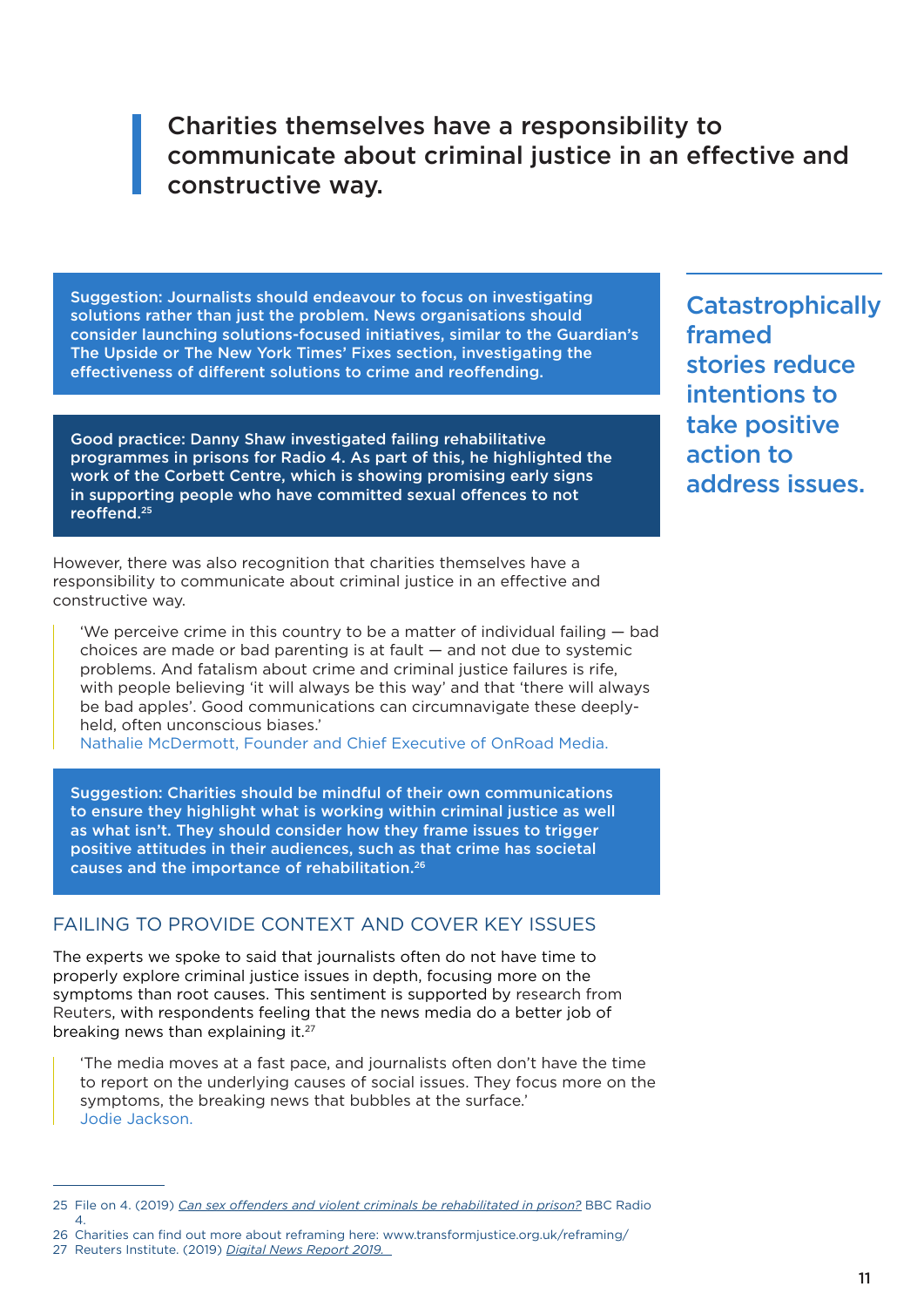> **Charities themselves have a responsibility to communicate about criminal justice in an effective and constructive way.**

**Suggestion: Journalists should endeavour to focus on investigating solutions rather than just the problem. News organisations should consider launching solutions-focused initiatives, similar to the Guardian's The Upside or The New York Times' Fixes section, investigating the effectiveness of different solutions to crime and reoffending.**

**Good practice: Danny Shaw investigated failing rehabilitative programmes in prisons for Radio 4. As part of this, he highlighted the work of the Corbett Centre, which is showing promising early signs in supporting people who have committed sexual offences to not reoffend.[25]**

> **Catastrophically framed stories reduce intentions to take positive action to address issues.**

However, there was also recognition that charities themselves have a responsibility to communicate about criminal justice in an effective and constructive way.

> 'We perceive crime in this country to be a matter of individual failing — bad choices are made or bad parenting is at fault — and not due to systemic problems. And fatalism about crime and criminal justice failures is rife, with people believing 'it will always be this way' and that 'there will always be bad apples'. Good communications can circumnavigate these deeply-held, often unconscious biases.'
> Nathalie McDermott, Founder and Chief Executive of OnRoad Media.

**Suggestion: Charities should be mindful of their own communications to ensure they highlight what is working within criminal justice as well as what isn't. They should consider how they frame issues to trigger positive attitudes in their audiences, such as that crime has societal causes and the importance of rehabilitation.[26]**

## FAILING TO PROVIDE CONTEXT AND COVER KEY ISSUES

The experts we spoke to said that journalists often do not have time to properly explore criminal justice issues in depth, focusing more on the symptoms than root causes. This sentiment is supported by research from Reuters, with respondents feeling that the news media do a better job of breaking news than explaining it.[27]

> 'The media moves at a fast pace, and journalists often don't have the time to report on the underlying causes of social issues. They focus more on the symptoms, the breaking news that bubbles at the surface.'
> Jodie Jackson.

---

25 File on 4. (2019) *Can sex offenders and violent criminals be rehabilitated in prison?* BBC Radio 4.

26 Charities can find out more about reframing here: www.transformjustice.org.uk/reframing/

27 Reuters Institute. (2019) *Digital News Report 2019.*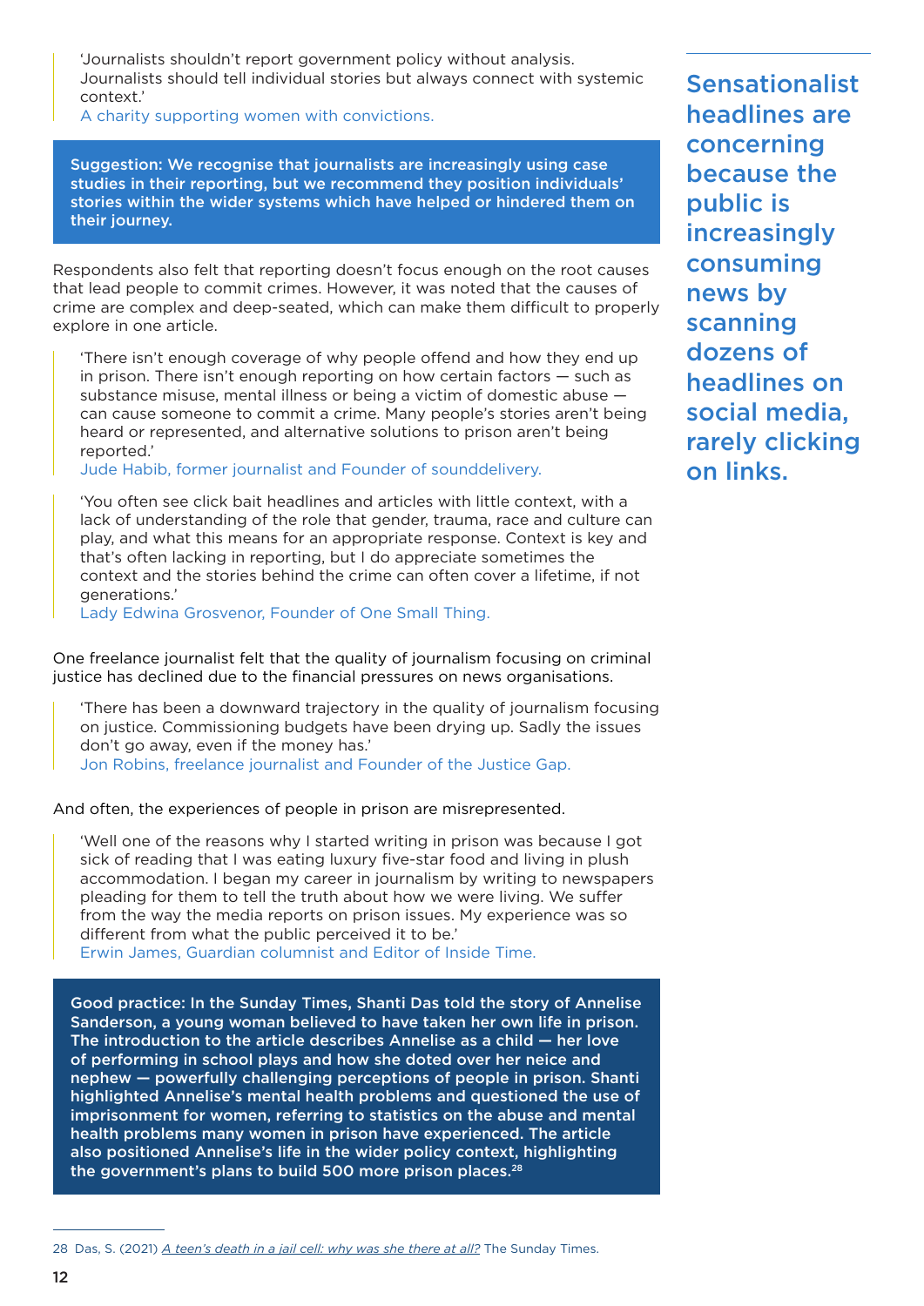> 'Journalists shouldn't report government policy without analysis. Journalists should tell individual stories but always connect with systemic context.'
> A charity supporting women with convictions.

**Suggestion: We recognise that journalists are increasingly using case studies in their reporting, but we recommend they position individuals' stories within the wider systems which have helped or hindered them on their journey.**

Respondents also felt that reporting doesn't focus enough on the root causes that lead people to commit crimes. However, it was noted that the causes of crime are complex and deep-seated, which can make them difficult to properly explore in one article.

> 'There isn't enough coverage of why people offend and how they end up in prison. There isn't enough reporting on how certain factors — such as substance misuse, mental illness or being a victim of domestic abuse — can cause someone to commit a crime. Many people's stories aren't being heard or represented, and alternative solutions to prison aren't being reported.'
> Jude Habib, former journalist and Founder of sounddelivery.

> 'You often see click bait headlines and articles with little context, with a lack of understanding of the role that gender, trauma, race and culture can play, and what this means for an appropriate response. Context is key and that's often lacking in reporting, but I do appreciate sometimes the context and the stories behind the crime can often cover a lifetime, if not generations.'
> Lady Edwina Grosvenor, Founder of One Small Thing.

One freelance journalist felt that the quality of journalism focusing on criminal justice has declined due to the financial pressures on news organisations.

> 'There has been a downward trajectory in the quality of journalism focusing on justice. Commissioning budgets have been drying up. Sadly the issues don't go away, even if the money has.'
> Jon Robins, freelance journalist and Founder of the Justice Gap.

And often, the experiences of people in prison are misrepresented.

> 'Well one of the reasons why I started writing in prison was because I got sick of reading that I was eating luxury five-star food and living in plush accommodation. I began my career in journalism by writing to newspapers pleading for them to tell the truth about how we were living. We suffer from the way the media reports on prison issues. My experience was so different from what the public perceived it to be.'
> Erwin James, Guardian columnist and Editor of Inside Time.

**Good practice: In the Sunday Times, Shanti Das told the story of Annelise Sanderson, a young woman believed to have taken her own life in prison. The introduction to the article describes Annelise as a child — her love of performing in school plays and how she doted over her neice and nephew — powerfully challenging perceptions of people in prison. Shanti highlighted Annelise's mental health problems and questioned the use of imprisonment for women, referring to statistics on the abuse and mental health problems many women in prison have experienced. The article also positioned Annelise's life in the wider policy context, highlighting the government's plans to build 500 more prison places.[28]**

**Sensationalist headlines are concerning because the public is increasingly consuming news by scanning dozens of headlines on social media, rarely clicking on links.**

---

28 Das, S. (2021) *A teen's death in a jail cell: why was she there at all?* The Sunday Times.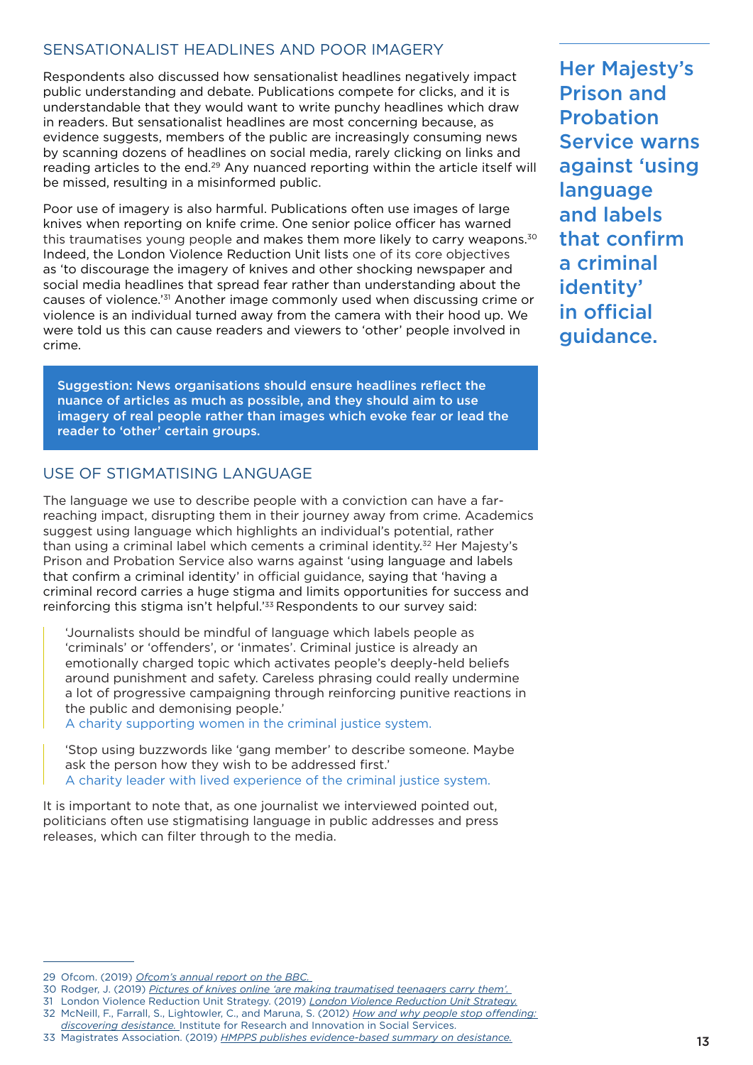## SENSATIONALIST HEADLINES AND POOR IMAGERY

Respondents also discussed how sensationalist headlines negatively impact public understanding and debate. Publications compete for clicks, and it is understandable that they would want to write punchy headlines which draw in readers. But sensationalist headlines are most concerning because, as evidence suggests, members of the public are increasingly consuming news by scanning dozens of headlines on social media, rarely clicking on links and reading articles to the end.[29] Any nuanced reporting within the article itself will be missed, resulting in a misinformed public.

Poor use of imagery is also harmful. Publications often use images of large knives when reporting on knife crime. One senior police officer has warned this traumatises young people and makes them more likely to carry weapons.[30] Indeed, the London Violence Reduction Unit lists one of its core objectives as 'to discourage the imagery of knives and other shocking newspaper and social media headlines that spread fear rather than understanding about the causes of violence.'[31] Another image commonly used when discussing crime or violence is an individual turned away from the camera with their hood up. We were told us this can cause readers and viewers to 'other' people involved in crime.

**Suggestion: News organisations should ensure headlines reflect the nuance of articles as much as possible, and they should aim to use imagery of real people rather than images which evoke fear or lead the reader to 'other' certain groups.**

## USE OF STIGMATISING LANGUAGE

The language we use to describe people with a conviction can have a far-reaching impact, disrupting them in their journey away from crime. Academics suggest using language which highlights an individual's potential, rather than using a criminal label which cements a criminal identity.[32] Her Majesty's Prison and Probation Service also warns against 'using language and labels that confirm a criminal identity' in official guidance, saying that 'having a criminal record carries a huge stigma and limits opportunities for success and reinforcing this stigma isn't helpful.'[33] Respondents to our survey said:

> 'Journalists should be mindful of language which labels people as 'criminals' or 'offenders', or 'inmates'. Criminal justice is already an emotionally charged topic which activates people's deeply-held beliefs around punishment and safety. Careless phrasing could really undermine a lot of progressive campaigning through reinforcing punitive reactions in the public and demonising people.'
> A charity supporting women in the criminal justice system.

> 'Stop using buzzwords like 'gang member' to describe someone. Maybe ask the person how they wish to be addressed first.'
> A charity leader with lived experience of the criminal justice system.

It is important to note that, as one journalist we interviewed pointed out, politicians often use stigmatising language in public addresses and press releases, which can filter through to the media.

**Her Majesty's Prison and Probation Service warns against 'using language and labels that confirm a criminal identity' in official guidance.**

---

29 Ofcom. (2019) *Ofcom's annual report on the BBC.*
30 Rodger, J. (2019) *Pictures of knives online 'are making traumatised teenagers carry them'.*
31 London Violence Reduction Unit Strategy. (2019) *London Violence Reduction Unit Strategy.*
32 McNeill, F., Farrall, S., Lightowler, C., and Maruna, S. (2012) *How and why people stop offending: discovering desistance.* Institute for Research and Innovation in Social Services.
33 Magistrates Association. (2019) *HMPPS publishes evidence-based summary on desistance.*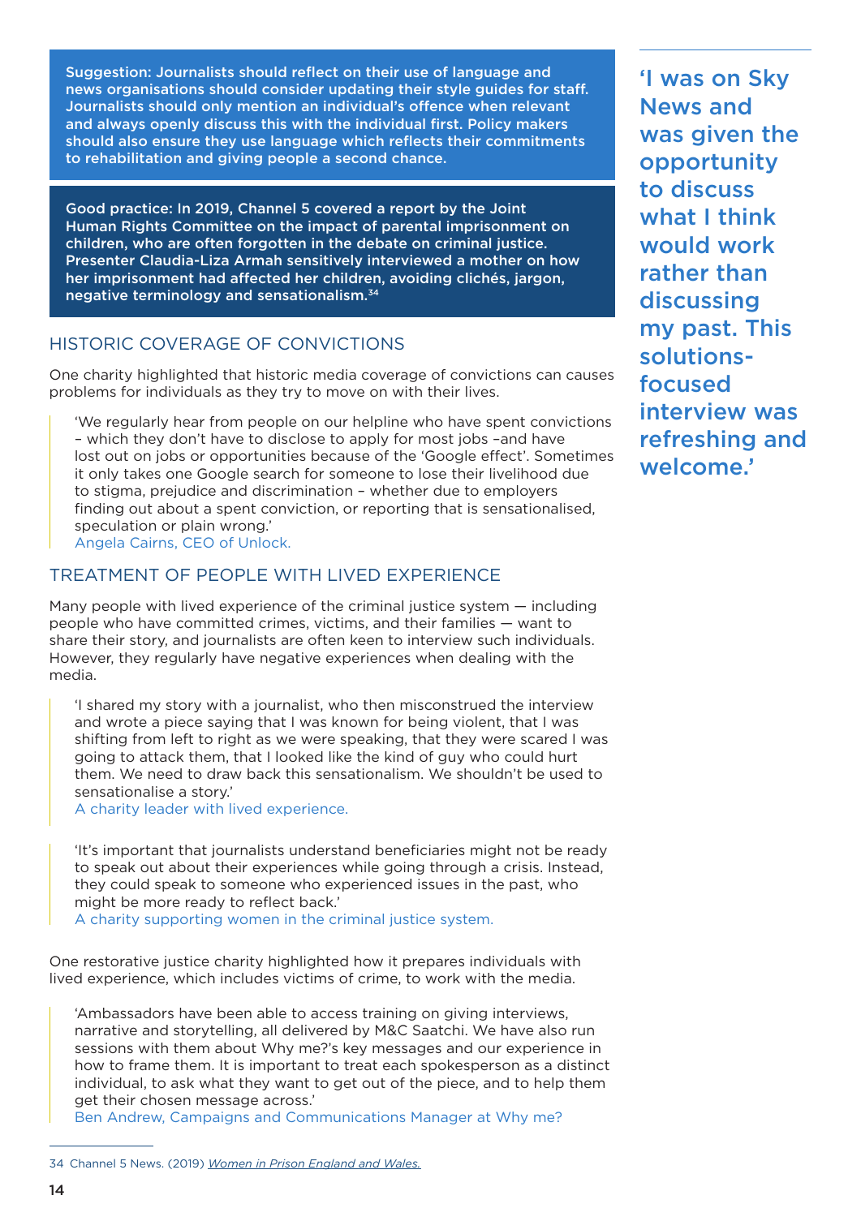**Suggestion: Journalists should reflect on their use of language and news organisations should consider updating their style guides for staff. Journalists should only mention an individual's offence when relevant and always openly discuss this with the individual first. Policy makers should also ensure they use language which reflects their commitments to rehabilitation and giving people a second chance.**

**Good practice: In 2019, Channel 5 covered a report by the Joint Human Rights Committee on the impact of parental imprisonment on children, who are often forgotten in the debate on criminal justice. Presenter Claudia-Liza Armah sensitively interviewed a mother on how her imprisonment had affected her children, avoiding clichés, jargon, negative terminology and sensationalism.[34]**

## HISTORIC COVERAGE OF CONVICTIONS

One charity highlighted that historic media coverage of convictions can causes problems for individuals as they try to move on with their lives.

> 'We regularly hear from people on our helpline who have spent convictions – which they don't have to disclose to apply for most jobs –and have lost out on jobs or opportunities because of the 'Google effect'. Sometimes it only takes one Google search for someone to lose their livelihood due to stigma, prejudice and discrimination – whether due to employers finding out about a spent conviction, or reporting that is sensationalised, speculation or plain wrong.'
> Angela Cairns, CEO of Unlock.

## TREATMENT OF PEOPLE WITH LIVED EXPERIENCE

Many people with lived experience of the criminal justice system — including people who have committed crimes, victims, and their families — want to share their story, and journalists are often keen to interview such individuals. However, they regularly have negative experiences when dealing with the media.

> 'I shared my story with a journalist, who then misconstrued the interview and wrote a piece saying that I was known for being violent, that I was shifting from left to right as we were speaking, that they were scared I was going to attack them, that I looked like the kind of guy who could hurt them. We need to draw back this sensationalism. We shouldn't be used to sensationalise a story.'
> A charity leader with lived experience.

> 'It's important that journalists understand beneficiaries might not be ready to speak out about their experiences while going through a crisis. Instead, they could speak to someone who experienced issues in the past, who might be more ready to reflect back.'
> A charity supporting women in the criminal justice system.

One restorative justice charity highlighted how it prepares individuals with lived experience, which includes victims of crime, to work with the media.

> 'Ambassadors have been able to access training on giving interviews, narrative and storytelling, all delivered by M&C Saatchi. We have also run sessions with them about Why me?'s key messages and our experience in how to frame them. It is important to treat each spokesperson as a distinct individual, to ask what they want to get out of the piece, and to help them get their chosen message across.'
> Ben Andrew, Campaigns and Communications Manager at Why me?

**'I was on Sky News and was given the opportunity to discuss what I think would work rather than discussing my past. This solutions-focused interview was refreshing and welcome.'**

---

34 Channel 5 News. (2019) *Women in Prison England and Wales.*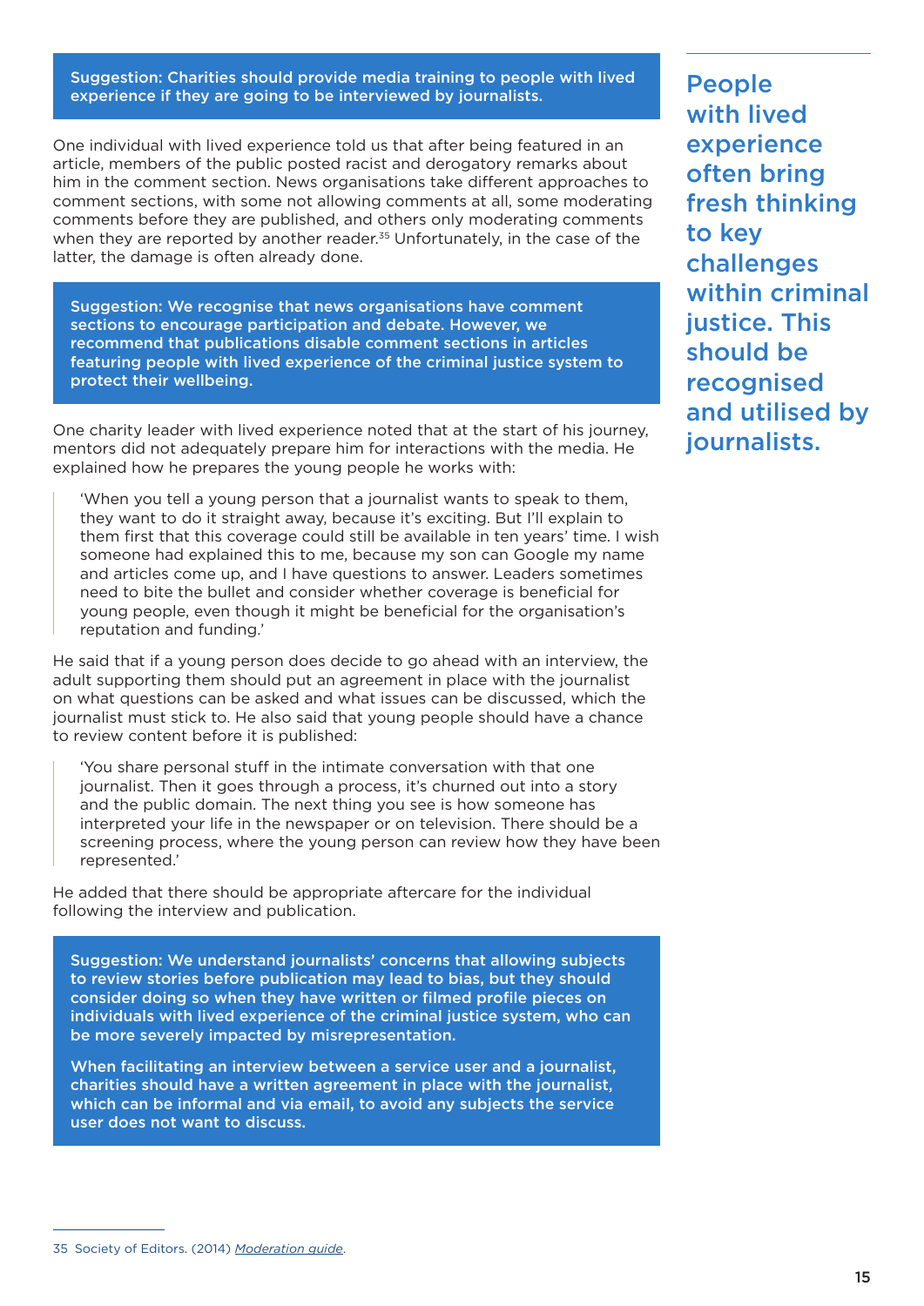**Suggestion: Charities should provide media training to people with lived experience if they are going to be interviewed by journalists.**

One individual with lived experience told us that after being featured in an article, members of the public posted racist and derogatory remarks about him in the comment section. News organisations take different approaches to comment sections, with some not allowing comments at all, some moderating comments before they are published, and others only moderating comments when they are reported by another reader.[35] Unfortunately, in the case of the latter, the damage is often already done.

**Suggestion: We recognise that news organisations have comment sections to encourage participation and debate. However, we recommend that publications disable comment sections in articles featuring people with lived experience of the criminal justice system to protect their wellbeing.**

One charity leader with lived experience noted that at the start of his journey, mentors did not adequately prepare him for interactions with the media. He explained how he prepares the young people he works with:

> 'When you tell a young person that a journalist wants to speak to them, they want to do it straight away, because it's exciting. But I'll explain to them first that this coverage could still be available in ten years' time. I wish someone had explained this to me, because my son can Google my name and articles come up, and I have questions to answer. Leaders sometimes need to bite the bullet and consider whether coverage is beneficial for young people, even though it might be beneficial for the organisation's reputation and funding.'

He said that if a young person does decide to go ahead with an interview, the adult supporting them should put an agreement in place with the journalist on what questions can be asked and what issues can be discussed, which the journalist must stick to. He also said that young people should have a chance to review content before it is published:

> 'You share personal stuff in the intimate conversation with that one journalist. Then it goes through a process, it's churned out into a story and the public domain. The next thing you see is how someone has interpreted your life in the newspaper or on television. There should be a screening process, where the young person can review how they have been represented.'

He added that there should be appropriate aftercare for the individual following the interview and publication.

**Suggestion: We understand journalists' concerns that allowing subjects to review stories before publication may lead to bias, but they should consider doing so when they have written or filmed profile pieces on individuals with lived experience of the criminal justice system, who can be more severely impacted by misrepresentation.**

**When facilitating an interview between a service user and a journalist, charities should have a written agreement in place with the journalist, which can be informal and via email, to avoid any subjects the service user does not want to discuss.**

## People with lived experience often bring fresh thinking to key challenges within criminal justice. This should be recognised and utilised by journalists.

35 Society of Editors. (2014) *Moderation guide*.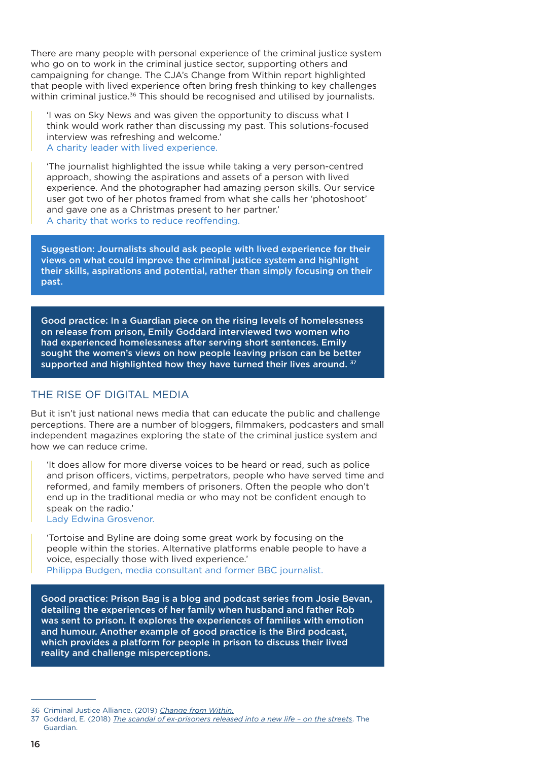There are many people with personal experience of the criminal justice system who go on to work in the criminal justice sector, supporting others and campaigning for change. The CJA's Change from Within report highlighted that people with lived experience often bring fresh thinking to key challenges within criminal justice.[36] This should be recognised and utilised by journalists.

> 'I was on Sky News and was given the opportunity to discuss what I think would work rather than discussing my past. This solutions-focused interview was refreshing and welcome.'
> A charity leader with lived experience.

> 'The journalist highlighted the issue while taking a very person-centred approach, showing the aspirations and assets of a person with lived experience. And the photographer had amazing person skills. Our service user got two of her photos framed from what she calls her 'photoshoot' and gave one as a Christmas present to her partner.'
> A charity that works to reduce reoffending.

**Suggestion: Journalists should ask people with lived experience for their views on what could improve the criminal justice system and highlight their skills, aspirations and potential, rather than simply focusing on their past.**

**Good practice: In a Guardian piece on the rising levels of homelessness on release from prison, Emily Goddard interviewed two women who had experienced homelessness after serving short sentences. Emily sought the women's views on how people leaving prison can be better supported and highlighted how they have turned their lives around.[37]**

## THE RISE OF DIGITAL MEDIA

But it isn't just national news media that can educate the public and challenge perceptions. There are a number of bloggers, filmmakers, podcasters and small independent magazines exploring the state of the criminal justice system and how we can reduce crime.

> 'It does allow for more diverse voices to be heard or read, such as police and prison officers, victims, perpetrators, people who have served time and reformed, and family members of prisoners. Often the people who don't end up in the traditional media or who may not be confident enough to speak on the radio.'
> Lady Edwina Grosvenor.

> 'Tortoise and Byline are doing some great work by focusing on the people within the stories. Alternative platforms enable people to have a voice, especially those with lived experience.'
> Philippa Budgen, media consultant and former BBC journalist.

**Good practice: Prison Bag is a blog and podcast series from Josie Bevan, detailing the experiences of her family when husband and father Rob was sent to prison. It explores the experiences of families with emotion and humour. Another example of good practice is the Bird podcast, which provides a platform for people in prison to discuss their lived reality and challenge misperceptions.**

---

36 Criminal Justice Alliance. (2019) *Change from Within.*

37 Goddard, E. (2018) *The scandal of ex-prisoners released into a new life – on the streets*. The Guardian.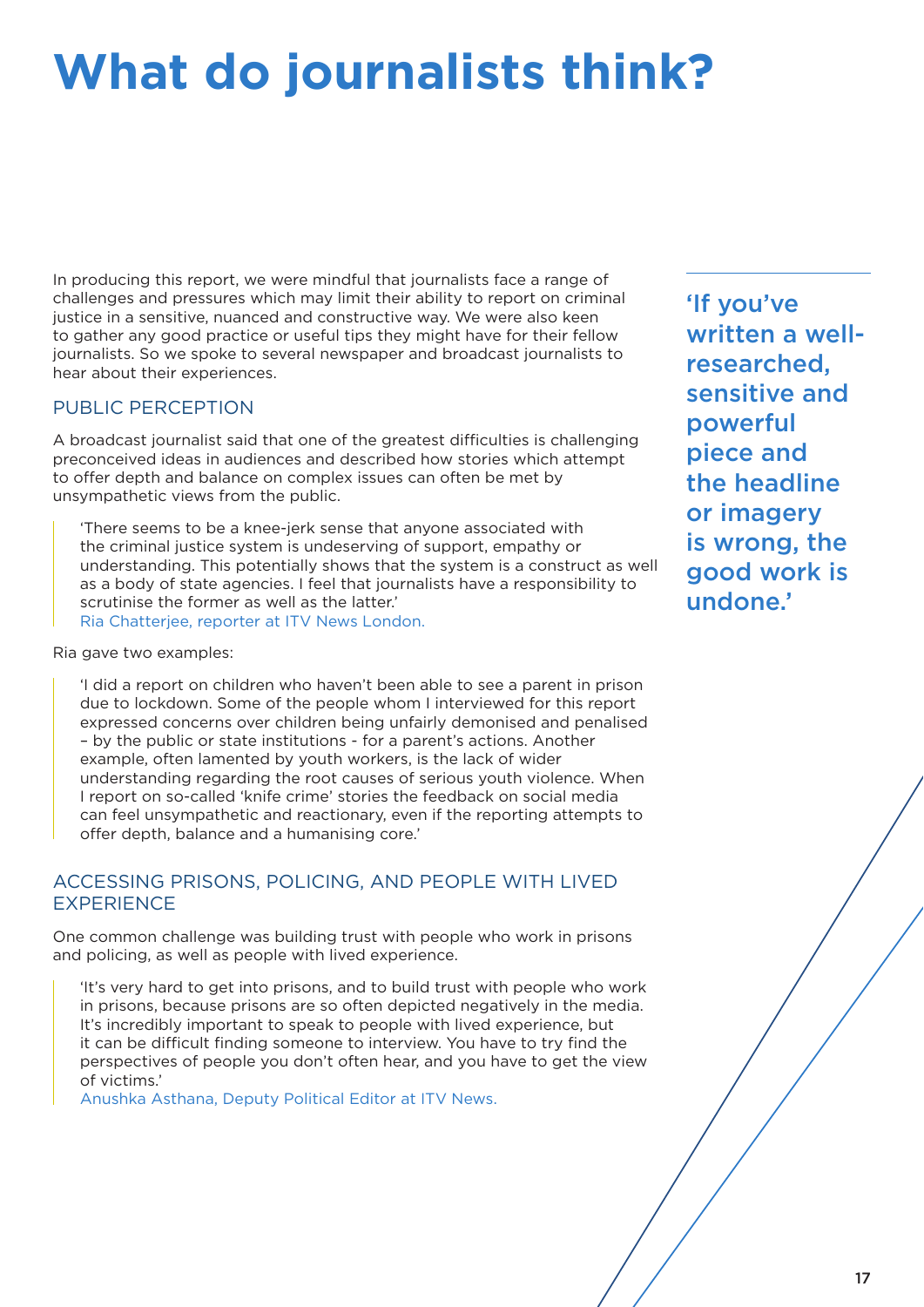# What do journalists think?

In producing this report, we were mindful that journalists face a range of challenges and pressures which may limit their ability to report on criminal justice in a sensitive, nuanced and constructive way. We were also keen to gather any good practice or useful tips they might have for their fellow journalists. So we spoke to several newspaper and broadcast journalists to hear about their experiences.

> **'If you've written a well-researched, sensitive and powerful piece and the headline or imagery is wrong, the good work is undone.'**

## PUBLIC PERCEPTION

A broadcast journalist said that one of the greatest difficulties is challenging preconceived ideas in audiences and described how stories which attempt to offer depth and balance on complex issues can often be met by unsympathetic views from the public.

> 'There seems to be a knee-jerk sense that anyone associated with the criminal justice system is undeserving of support, empathy or understanding. This potentially shows that the system is a construct as well as a body of state agencies. I feel that journalists have a responsibility to scrutinise the former as well as the latter.'
> Ria Chatterjee, reporter at ITV News London.

Ria gave two examples:

> 'I did a report on children who haven't been able to see a parent in prison due to lockdown. Some of the people whom I interviewed for this report expressed concerns over children being unfairly demonised and penalised – by the public or state institutions - for a parent's actions. Another example, often lamented by youth workers, is the lack of wider understanding regarding the root causes of serious youth violence. When I report on so-called 'knife crime' stories the feedback on social media can feel unsympathetic and reactionary, even if the reporting attempts to offer depth, balance and a humanising core.'

## ACCESSING PRISONS, POLICING, AND PEOPLE WITH LIVED EXPERIENCE

One common challenge was building trust with people who work in prisons and policing, as well as people with lived experience.

> 'It's very hard to get into prisons, and to build trust with people who work in prisons, because prisons are so often depicted negatively in the media. It's incredibly important to speak to people with lived experience, but it can be difficult finding someone to interview. You have to try find the perspectives of people you don't often hear, and you have to get the view of victims.'
> Anushka Asthana, Deputy Political Editor at ITV News.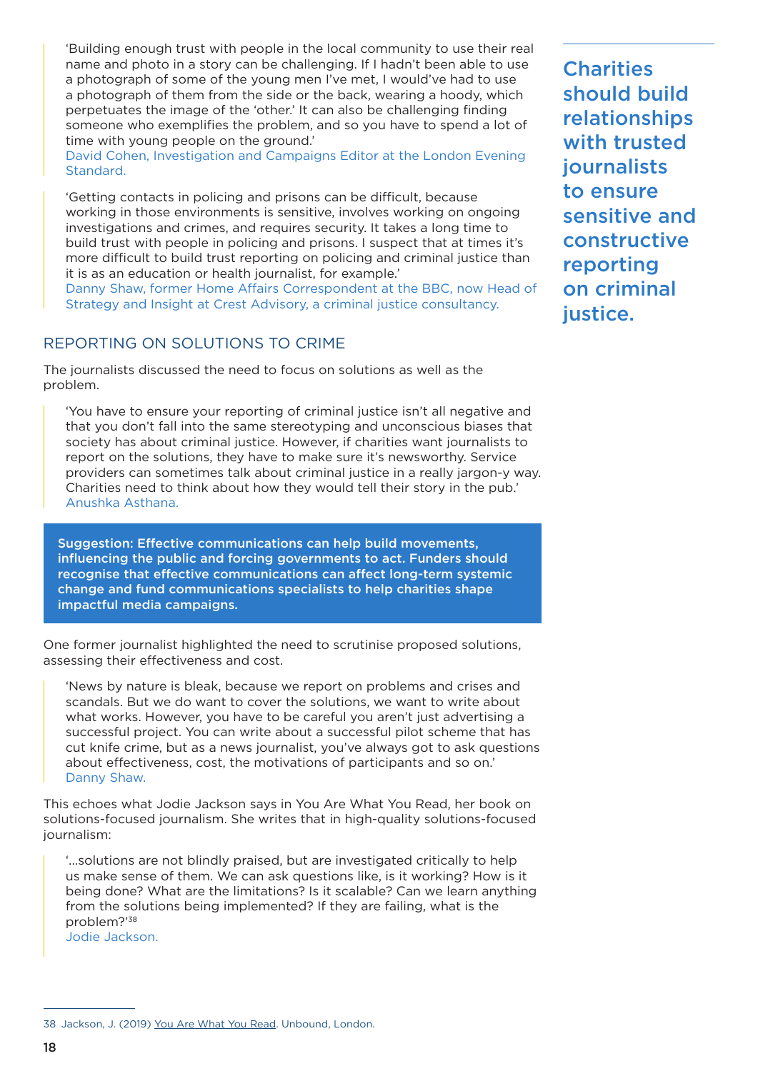> 'Building enough trust with people in the local community to use their real name and photo in a story can be challenging. If I hadn't been able to use a photograph of some of the young men I've met, I would've had to use a photograph of them from the side or the back, wearing a hoody, which perpetuates the image of the 'other.' It can also be challenging finding someone who exemplifies the problem, and so you have to spend a lot of time with young people on the ground.'
> David Cohen, Investigation and Campaigns Editor at the London Evening Standard.

> 'Getting contacts in policing and prisons can be difficult, because working in those environments is sensitive, involves working on ongoing investigations and crimes, and requires security. It takes a long time to build trust with people in policing and prisons. I suspect that at times it's more difficult to build trust reporting on policing and criminal justice than it is as an education or health journalist, for example.'
> Danny Shaw, former Home Affairs Correspondent at the BBC, now Head of Strategy and Insight at Crest Advisory, a criminal justice consultancy.

**Charities should build relationships with trusted journalists to ensure sensitive and constructive reporting on criminal justice.**

## REPORTING ON SOLUTIONS TO CRIME

The journalists discussed the need to focus on solutions as well as the problem.

> 'You have to ensure your reporting of criminal justice isn't all negative and that you don't fall into the same stereotyping and unconscious biases that society has about criminal justice. However, if charities want journalists to report on the solutions, they have to make sure it's newsworthy. Service providers can sometimes talk about criminal justice in a really jargon-y way. Charities need to think about how they would tell their story in the pub.'
> Anushka Asthana.

**Suggestion: Effective communications can help build movements, influencing the public and forcing governments to act. Funders should recognise that effective communications can affect long-term systemic change and fund communications specialists to help charities shape impactful media campaigns.**

One former journalist highlighted the need to scrutinise proposed solutions, assessing their effectiveness and cost.

> 'News by nature is bleak, because we report on problems and crises and scandals. But we do want to cover the solutions, we want to write about what works. However, you have to be careful you aren't just advertising a successful project. You can write about a successful pilot scheme that has cut knife crime, but as a news journalist, you've always got to ask questions about effectiveness, cost, the motivations of participants and so on.'
> Danny Shaw.

This echoes what Jodie Jackson says in You Are What You Read, her book on solutions-focused journalism. She writes that in high-quality solutions-focused journalism:

> '…solutions are not blindly praised, but are investigated critically to help us make sense of them. We can ask questions like, is it working? How is it being done? What are the limitations? Is it scalable? Can we learn anything from the solutions being implemented? If they are failing, what is the problem?'[38]
> Jodie Jackson.

38 Jackson, J. (2019) You Are What You Read. Unbound, London.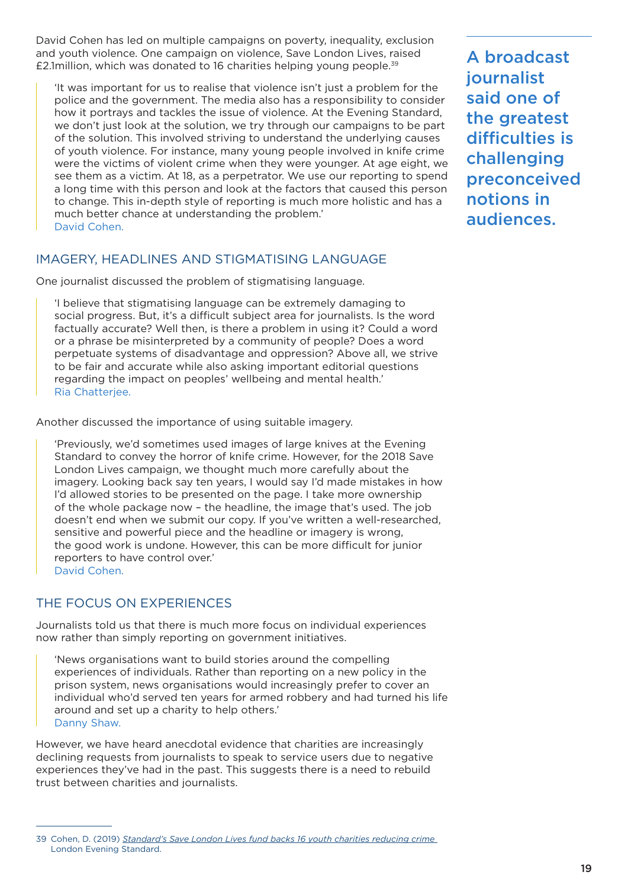David Cohen has led on multiple campaigns on poverty, inequality, exclusion and youth violence. One campaign on violence, Save London Lives, raised £2.1million, which was donated to 16 charities helping young people.[39]

> 'It was important for us to realise that violence isn't just a problem for the police and the government. The media also has a responsibility to consider how it portrays and tackles the issue of violence. At the Evening Standard, we don't just look at the solution, we try through our campaigns to be part of the solution. This involved striving to understand the underlying causes of youth violence. For instance, many young people involved in knife crime were the victims of violent crime when they were younger. At age eight, we see them as a victim. At 18, as a perpetrator. We use our reporting to spend a long time with this person and look at the factors that caused this person to change. This in-depth style of reporting is much more holistic and has a much better chance at understanding the problem.'
> David Cohen.

**A broadcast journalist said one of the greatest difficulties is challenging preconceived notions in audiences.**

## IMAGERY, HEADLINES AND STIGMATISING LANGUAGE

One journalist discussed the problem of stigmatising language.

> 'I believe that stigmatising language can be extremely damaging to social progress. But, it's a difficult subject area for journalists. Is the word factually accurate? Well then, is there a problem in using it? Could a word or a phrase be misinterpreted by a community of people? Does a word perpetuate systems of disadvantage and oppression? Above all, we strive to be fair and accurate while also asking important editorial questions regarding the impact on peoples' wellbeing and mental health.'
> Ria Chatterjee.

Another discussed the importance of using suitable imagery.

> 'Previously, we'd sometimes used images of large knives at the Evening Standard to convey the horror of knife crime. However, for the 2018 Save London Lives campaign, we thought much more carefully about the imagery. Looking back say ten years, I would say I'd made mistakes in how I'd allowed stories to be presented on the page. I take more ownership of the whole package now – the headline, the image that's used. The job doesn't end when we submit our copy. If you've written a well-researched, sensitive and powerful piece and the headline or imagery is wrong, the good work is undone. However, this can be more difficult for junior reporters to have control over.'
> David Cohen.

## THE FOCUS ON EXPERIENCES

Journalists told us that there is much more focus on individual experiences now rather than simply reporting on government initiatives.

> 'News organisations want to build stories around the compelling experiences of individuals. Rather than reporting on a new policy in the prison system, news organisations would increasingly prefer to cover an individual who'd served ten years for armed robbery and had turned his life around and set up a charity to help others.'
> Danny Shaw.

However, we have heard anecdotal evidence that charities are increasingly declining requests from journalists to speak to service users due to negative experiences they've had in the past. This suggests there is a need to rebuild trust between charities and journalists.

---

39 Cohen, D. (2019) *Standard's Save London Lives fund backs 16 youth charities reducing crime* London Evening Standard.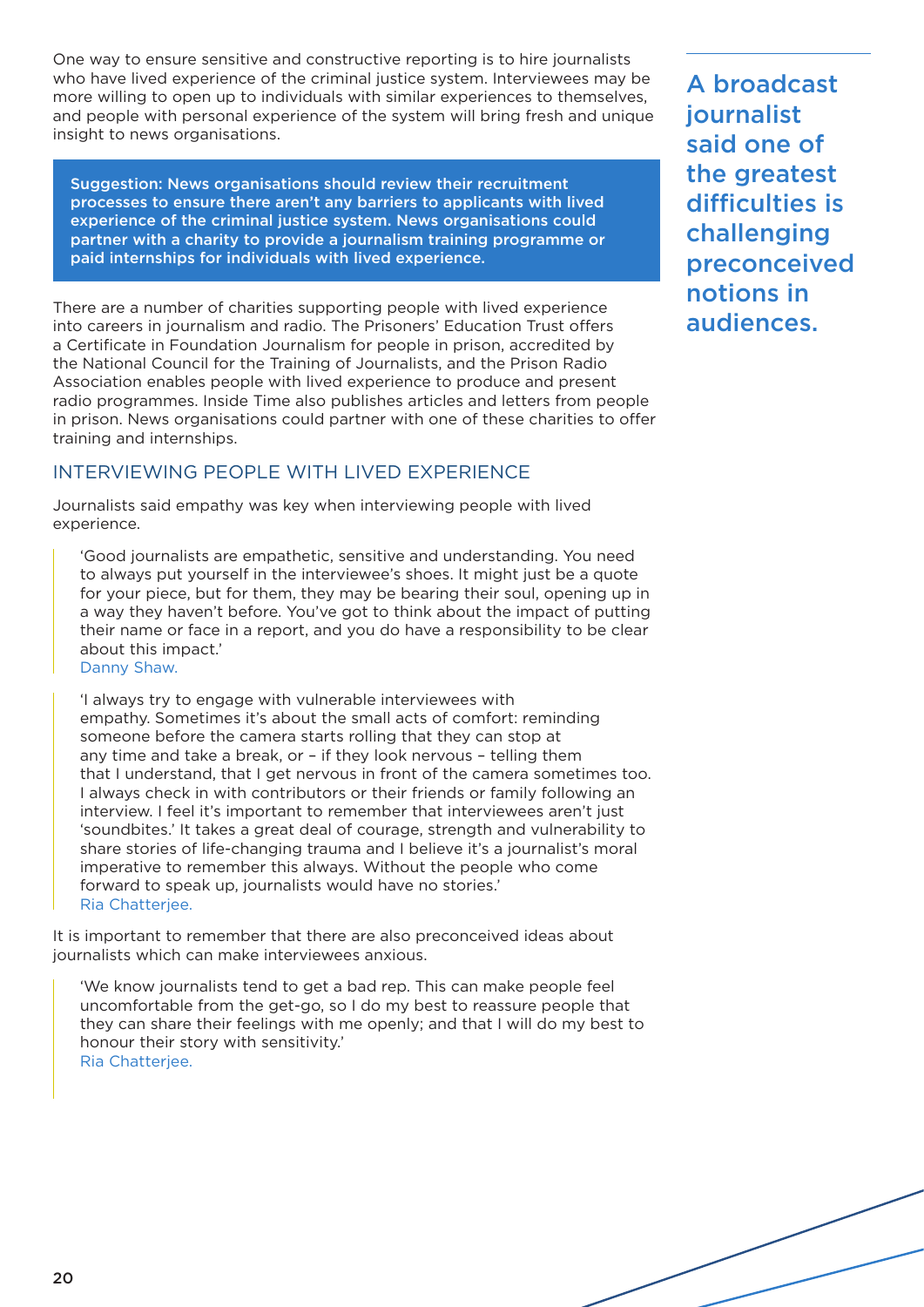One way to ensure sensitive and constructive reporting is to hire journalists who have lived experience of the criminal justice system. Interviewees may be more willing to open up to individuals with similar experiences to themselves, and people with personal experience of the system will bring fresh and unique insight to news organisations.

**Suggestion: News organisations should review their recruitment processes to ensure there aren't any barriers to applicants with lived experience of the criminal justice system. News organisations could partner with a charity to provide a journalism training programme or paid internships for individuals with lived experience.**

There are a number of charities supporting people with lived experience into careers in journalism and radio. The Prisoners' Education Trust offers a Certificate in Foundation Journalism for people in prison, accredited by the National Council for the Training of Journalists, and the Prison Radio Association enables people with lived experience to produce and present radio programmes. Inside Time also publishes articles and letters from people in prison. News organisations could partner with one of these charities to offer training and internships.

## INTERVIEWING PEOPLE WITH LIVED EXPERIENCE

Journalists said empathy was key when interviewing people with lived experience.

> 'Good journalists are empathetic, sensitive and understanding. You need to always put yourself in the interviewee's shoes. It might just be a quote for your piece, but for them, they may be bearing their soul, opening up in a way they haven't before. You've got to think about the impact of putting their name or face in a report, and you do have a responsibility to be clear about this impact.'
> Danny Shaw.

> 'I always try to engage with vulnerable interviewees with empathy. Sometimes it's about the small acts of comfort: reminding someone before the camera starts rolling that they can stop at any time and take a break, or – if they look nervous – telling them that I understand, that I get nervous in front of the camera sometimes too. I always check in with contributors or their friends or family following an interview. I feel it's important to remember that interviewees aren't just 'soundbites.' It takes a great deal of courage, strength and vulnerability to share stories of life-changing trauma and I believe it's a journalist's moral imperative to remember this always. Without the people who come forward to speak up, journalists would have no stories.'
> Ria Chatterjee.

It is important to remember that there are also preconceived ideas about journalists which can make interviewees anxious.

> 'We know journalists tend to get a bad rep. This can make people feel uncomfortable from the get-go, so I do my best to reassure people that they can share their feelings with me openly; and that I will do my best to honour their story with sensitivity.'
> Ria Chatterjee.

**A broadcast journalist said one of the greatest difficulties is challenging preconceived notions in audiences.**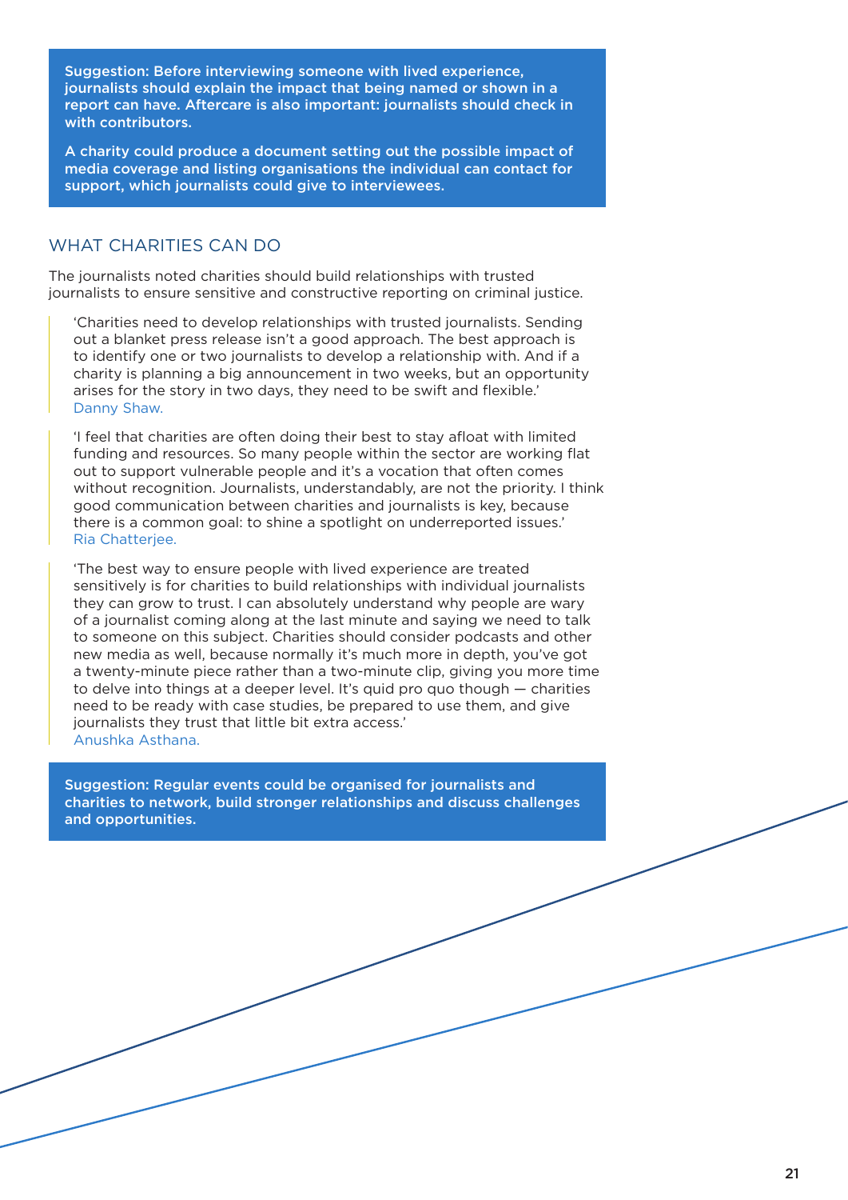**Suggestion: Before interviewing someone with lived experience, journalists should explain the impact that being named or shown in a report can have. Aftercare is also important: journalists should check in with contributors.**

**A charity could produce a document setting out the possible impact of media coverage and listing organisations the individual can contact for support, which journalists could give to interviewees.**

## WHAT CHARITIES CAN DO

The journalists noted charities should build relationships with trusted journalists to ensure sensitive and constructive reporting on criminal justice.

> 'Charities need to develop relationships with trusted journalists. Sending out a blanket press release isn't a good approach. The best approach is to identify one or two journalists to develop a relationship with. And if a charity is planning a big announcement in two weeks, but an opportunity arises for the story in two days, they need to be swift and flexible.'
> Danny Shaw.

> 'I feel that charities are often doing their best to stay afloat with limited funding and resources. So many people within the sector are working flat out to support vulnerable people and it's a vocation that often comes without recognition. Journalists, understandably, are not the priority. I think good communication between charities and journalists is key, because there is a common goal: to shine a spotlight on underreported issues.'
> Ria Chatterjee.

> 'The best way to ensure people with lived experience are treated sensitively is for charities to build relationships with individual journalists they can grow to trust. I can absolutely understand why people are wary of a journalist coming along at the last minute and saying we need to talk to someone on this subject. Charities should consider podcasts and other new media as well, because normally it's much more in depth, you've got a twenty-minute piece rather than a two-minute clip, giving you more time to delve into things at a deeper level. It's quid pro quo though — charities need to be ready with case studies, be prepared to use them, and give journalists they trust that little bit extra access.'
> Anushka Asthana.

**Suggestion: Regular events could be organised for journalists and charities to network, build stronger relationships and discuss challenges and opportunities.**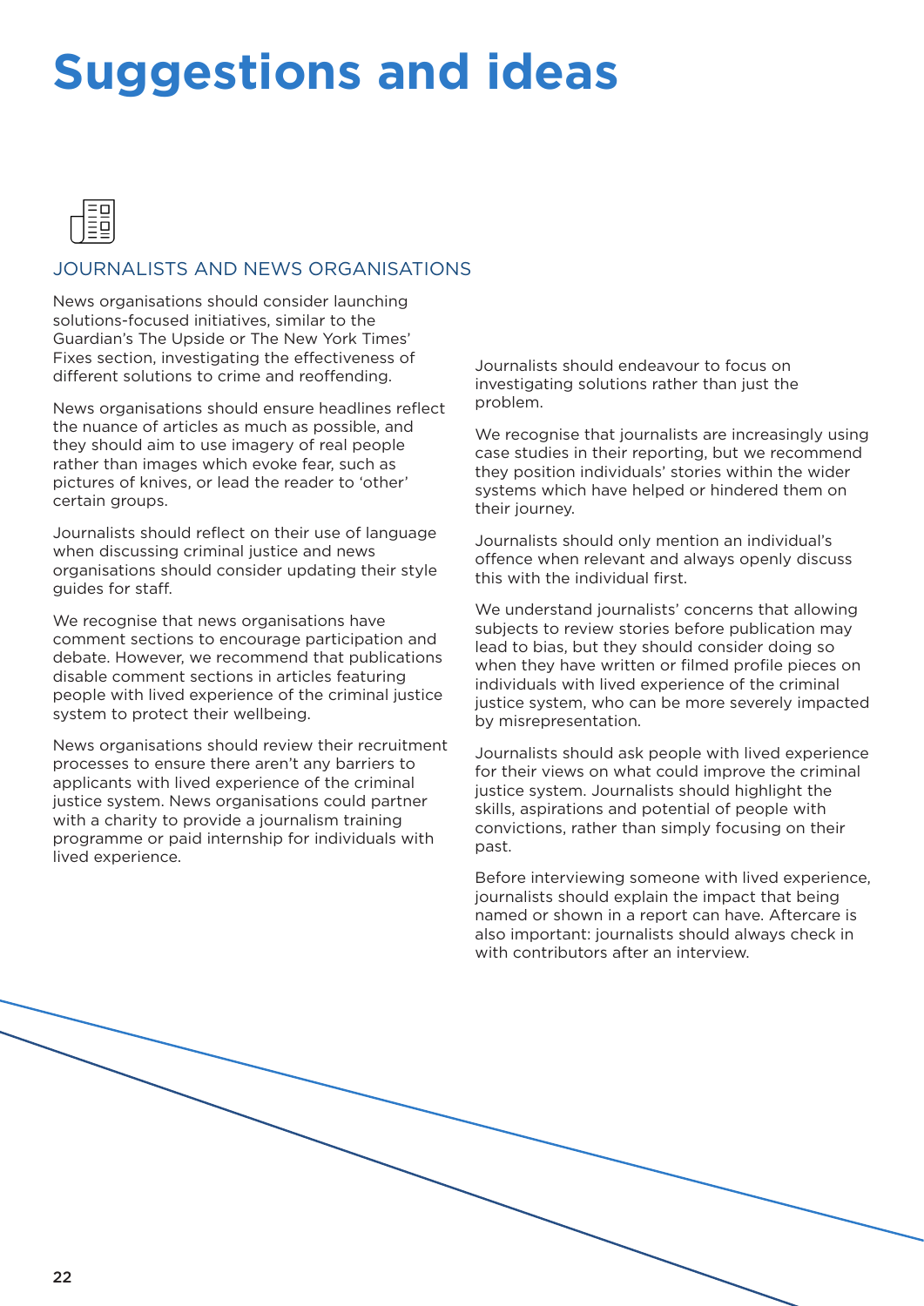# Suggestions and ideas

## JOURNALISTS AND NEWS ORGANISATIONS

News organisations should consider launching solutions-focused initiatives, similar to the Guardian's The Upside or The New York Times' Fixes section, investigating the effectiveness of different solutions to crime and reoffending.

News organisations should ensure headlines reflect the nuance of articles as much as possible, and they should aim to use imagery of real people rather than images which evoke fear, such as pictures of knives, or lead the reader to 'other' certain groups.

Journalists should reflect on their use of language when discussing criminal justice and news organisations should consider updating their style guides for staff.

We recognise that news organisations have comment sections to encourage participation and debate. However, we recommend that publications disable comment sections in articles featuring people with lived experience of the criminal justice system to protect their wellbeing.

News organisations should review their recruitment processes to ensure there aren't any barriers to applicants with lived experience of the criminal justice system. News organisations could partner with a charity to provide a journalism training programme or paid internship for individuals with lived experience.

Journalists should endeavour to focus on investigating solutions rather than just the problem.

We recognise that journalists are increasingly using case studies in their reporting, but we recommend they position individuals' stories within the wider systems which have helped or hindered them on their journey.

Journalists should only mention an individual's offence when relevant and always openly discuss this with the individual first.

We understand journalists' concerns that allowing subjects to review stories before publication may lead to bias, but they should consider doing so when they have written or filmed profile pieces on individuals with lived experience of the criminal justice system, who can be more severely impacted by misrepresentation.

Journalists should ask people with lived experience for their views on what could improve the criminal justice system. Journalists should highlight the skills, aspirations and potential of people with convictions, rather than simply focusing on their past.

Before interviewing someone with lived experience, journalists should explain the impact that being named or shown in a report can have. Aftercare is also important: journalists should always check in with contributors after an interview.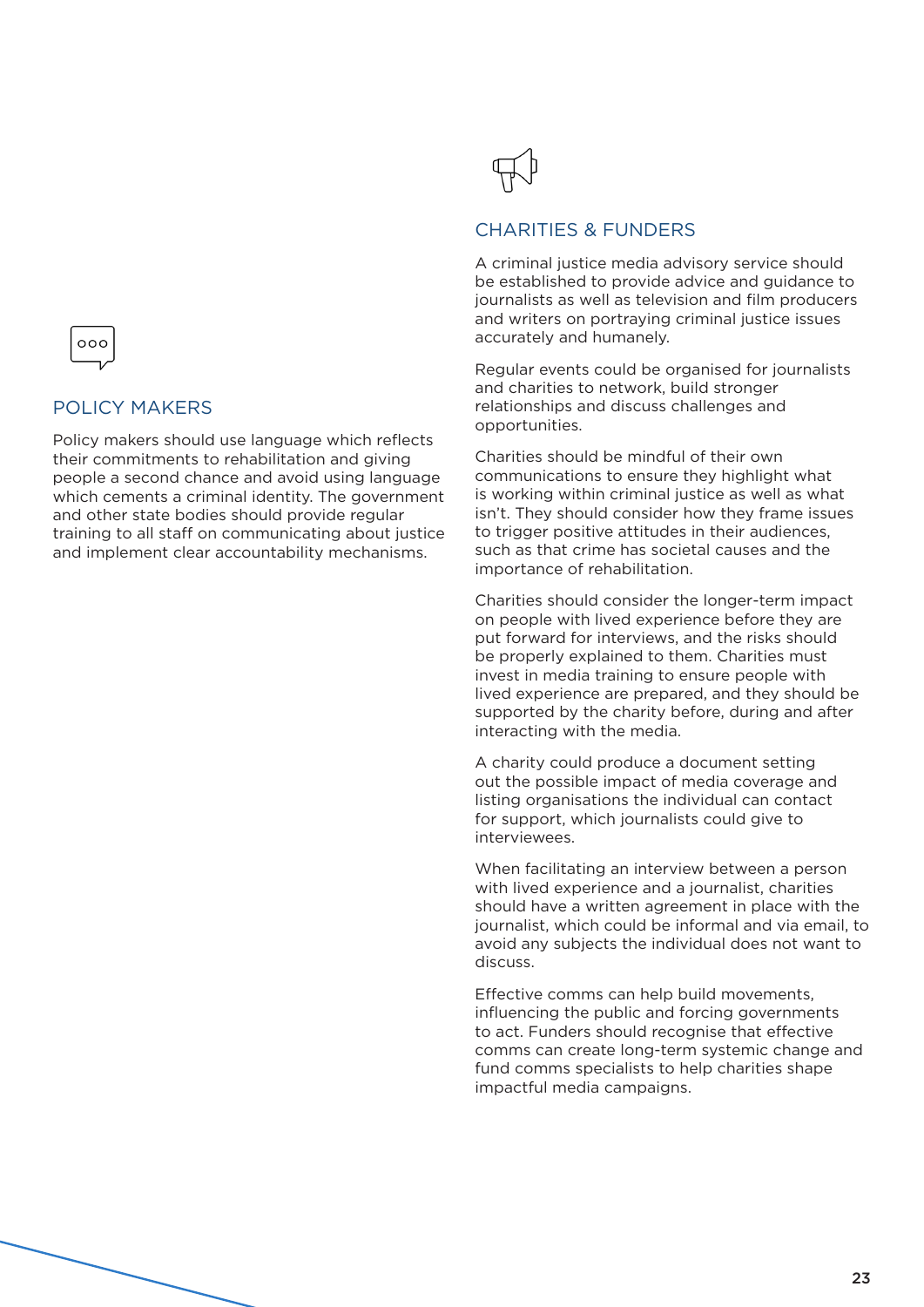## POLICY MAKERS

Policy makers should use language which reflects their commitments to rehabilitation and giving people a second chance and avoid using language which cements a criminal identity. The government and other state bodies should provide regular training to all staff on communicating about justice and implement clear accountability mechanisms.

## CHARITIES & FUNDERS

A criminal justice media advisory service should be established to provide advice and guidance to journalists as well as television and film producers and writers on portraying criminal justice issues accurately and humanely.

Regular events could be organised for journalists and charities to network, build stronger relationships and discuss challenges and opportunities.

Charities should be mindful of their own communications to ensure they highlight what is working within criminal justice as well as what isn't. They should consider how they frame issues to trigger positive attitudes in their audiences, such as that crime has societal causes and the importance of rehabilitation.

Charities should consider the longer-term impact on people with lived experience before they are put forward for interviews, and the risks should be properly explained to them. Charities must invest in media training to ensure people with lived experience are prepared, and they should be supported by the charity before, during and after interacting with the media.

A charity could produce a document setting out the possible impact of media coverage and listing organisations the individual can contact for support, which journalists could give to interviewees.

When facilitating an interview between a person with lived experience and a journalist, charities should have a written agreement in place with the journalist, which could be informal and via email, to avoid any subjects the individual does not want to discuss.

Effective comms can help build movements, influencing the public and forcing governments to act. Funders should recognise that effective comms can create long-term systemic change and fund comms specialists to help charities shape impactful media campaigns.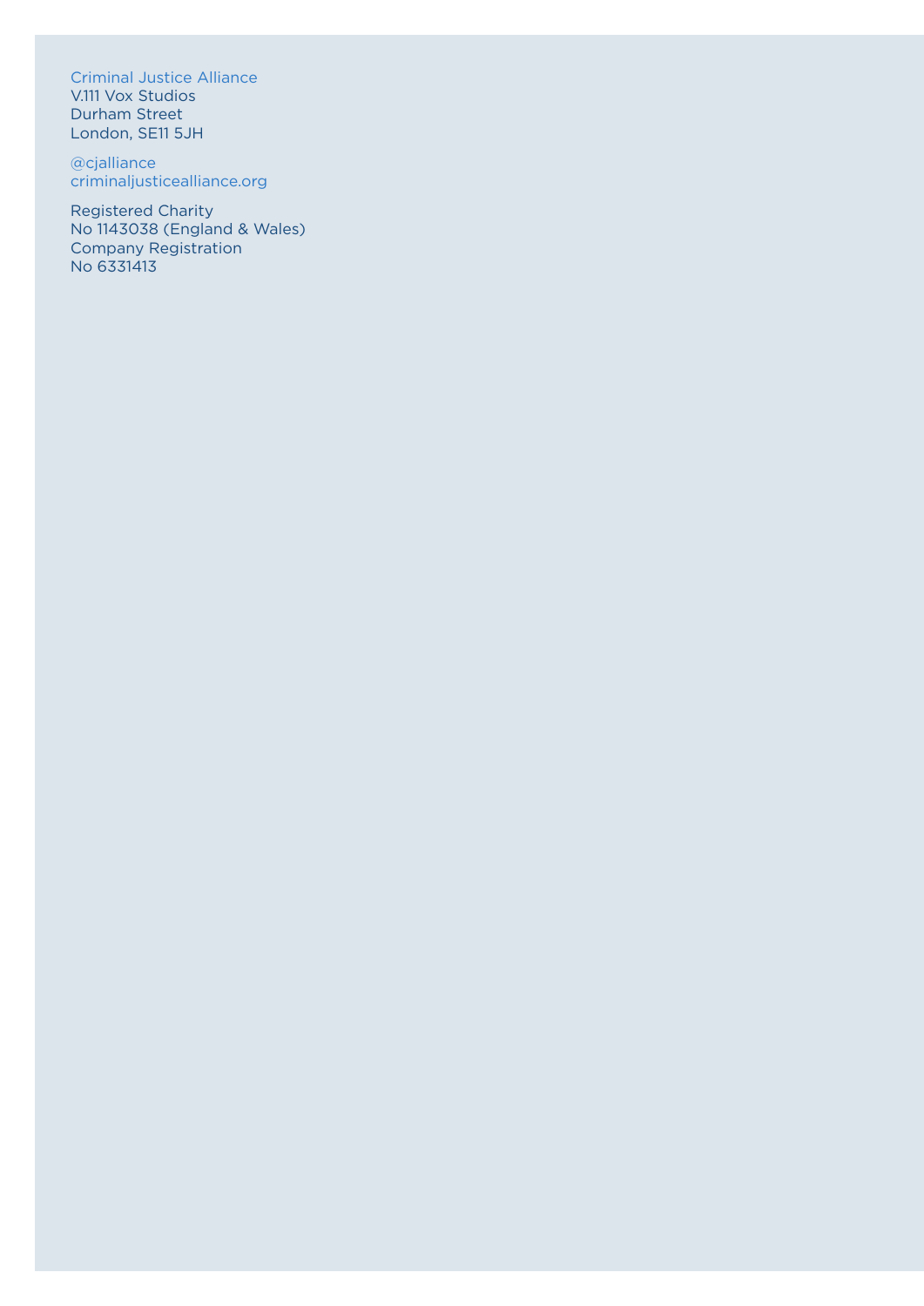Criminal Justice Alliance
V.111 Vox Studios
Durham Street
London, SE11 5JH

@cjalliance
criminaljusticealliance.org

Registered Charity
No 1143038 (England & Wales)
Company Registration
No 6331413